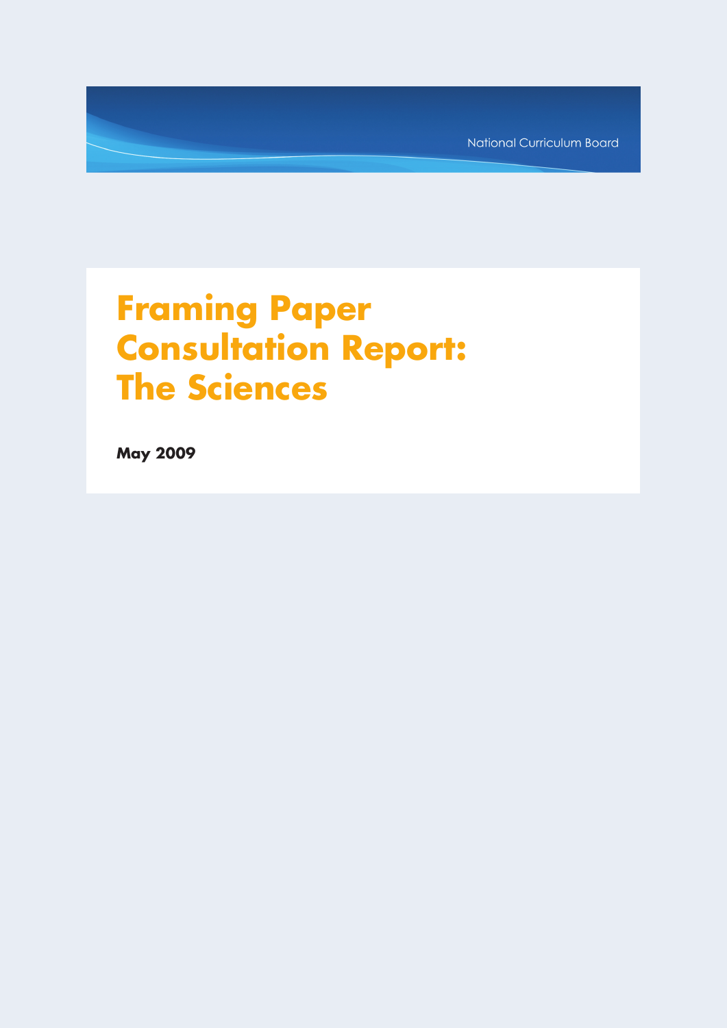National Curriculum Board

# Framing Paper Consultation Report: The Sciences

**May 2009**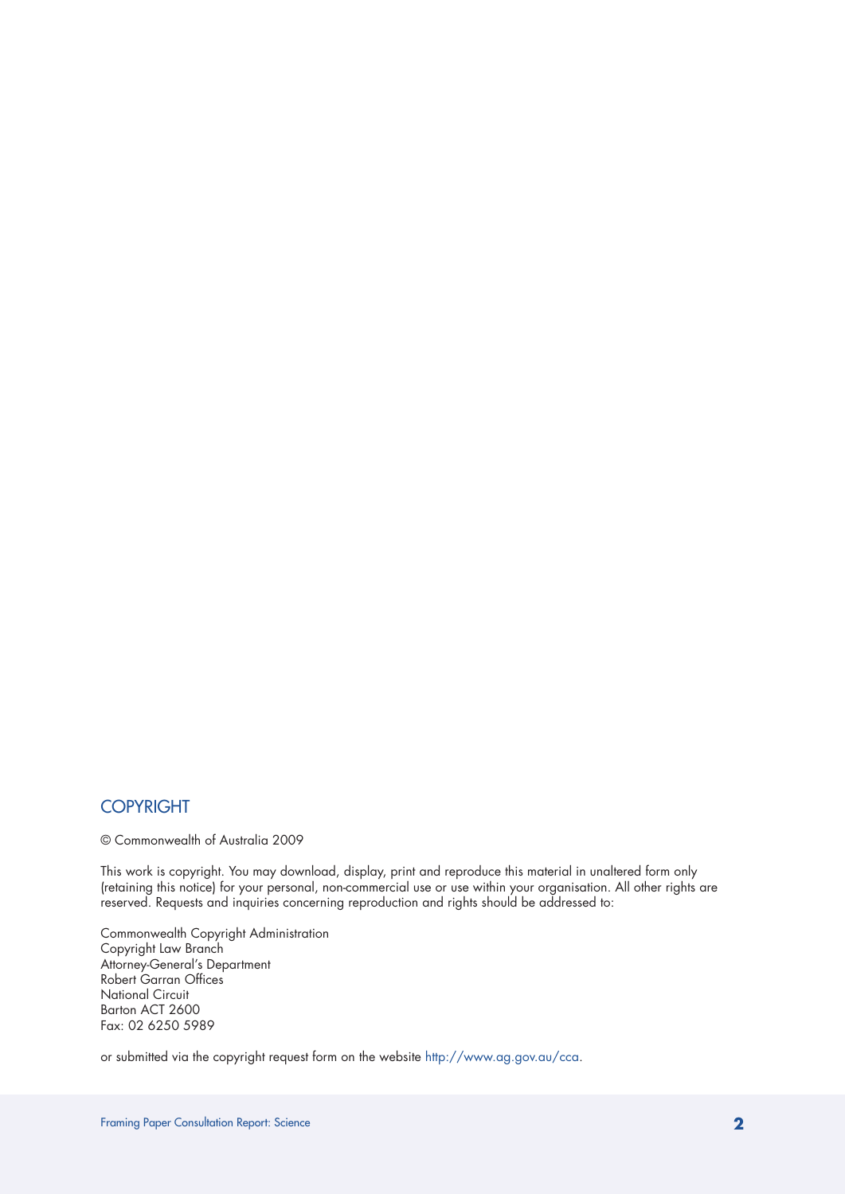## COPYRIGHT

© Commonwealth of Australia 2009

This work is copyright. You may download, display, print and reproduce this material in unaltered form only (retaining this notice) for your personal, non-commercial use or use within your organisation. All other rights are reserved. Requests and inquiries concerning reproduction and rights should be addressed to:

Commonwealth Copyright Administration
Copyright Law Branch
Attorney-General's Department
Robert Garran Offices
National Circuit
Barton ACT 2600
Fax: 02 6250 5989

or submitted via the copyright request form on the website http://www.ag.gov.au/cca.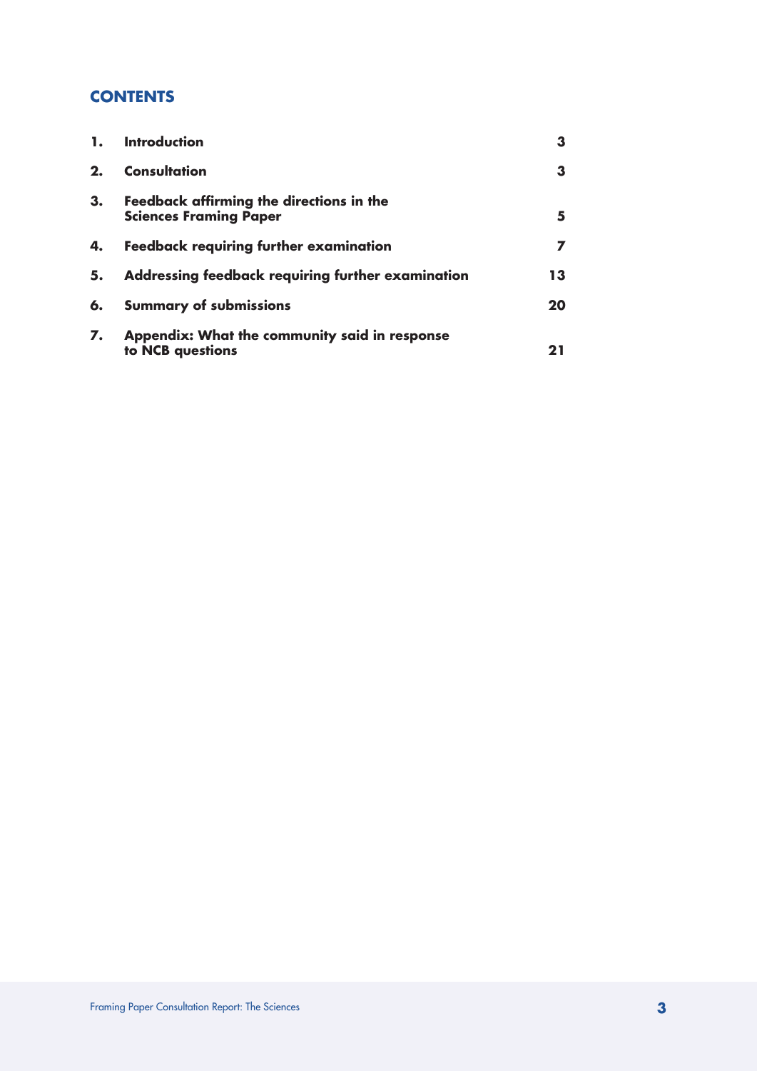## CONTENTS

| | | |
|---|---|---|
| **1.** | **Introduction** | **3** |
| **2.** | **Consultation** | **3** |
| **3.** | **Feedback affirming the directions in the Sciences Framing Paper** | **5** |
| **4.** | **Feedback requiring further examination** | **7** |
| **5.** | **Addressing feedback requiring further examination** | **13** |
| **6.** | **Summary of submissions** | **20** |
| **7.** | **Appendix: What the community said in response to NCB questions** | **21** |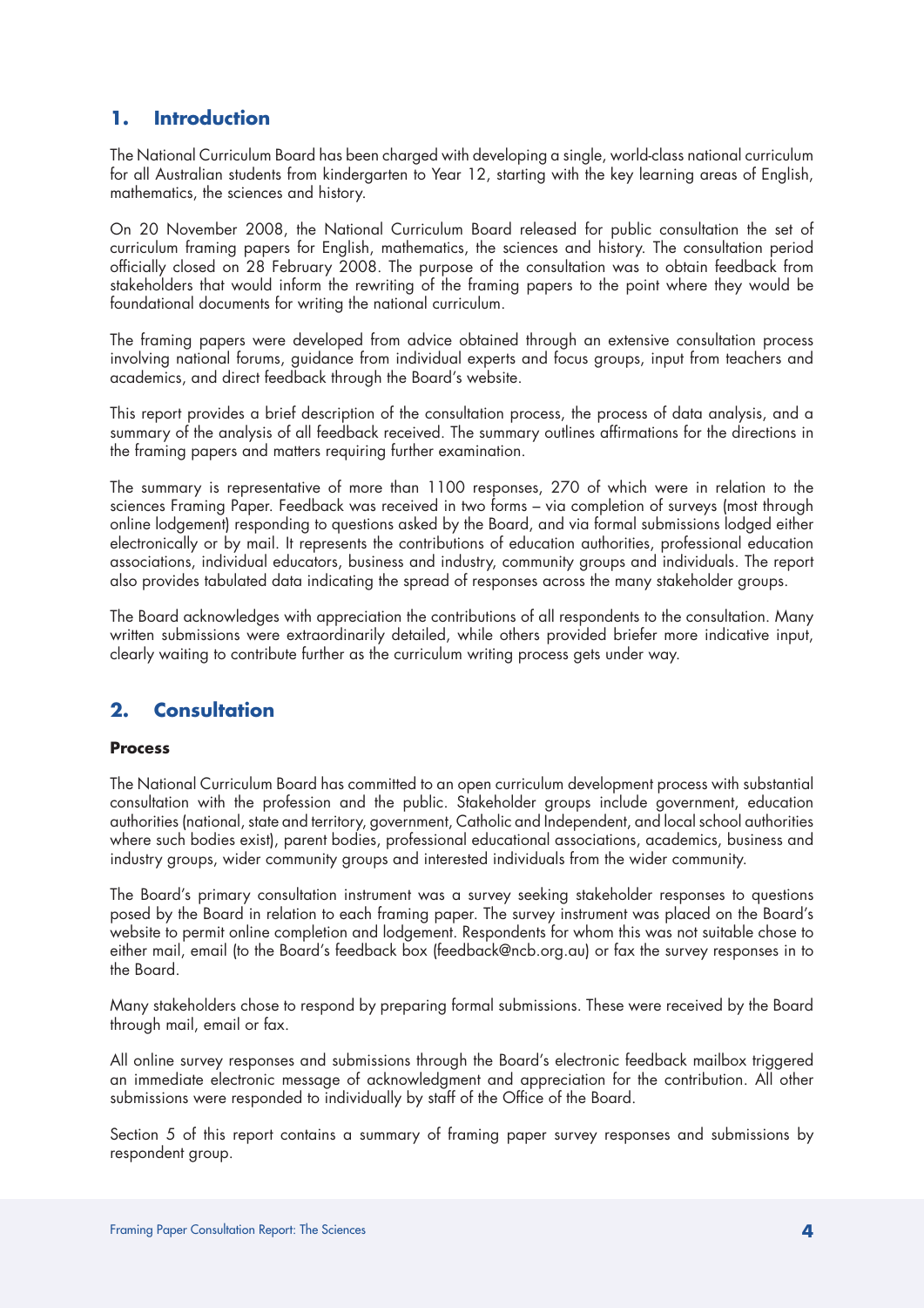## 1. Introduction

The National Curriculum Board has been charged with developing a single, world-class national curriculum for all Australian students from kindergarten to Year 12, starting with the key learning areas of English, mathematics, the sciences and history.

On 20 November 2008, the National Curriculum Board released for public consultation the set of curriculum framing papers for English, mathematics, the sciences and history. The consultation period officially closed on 28 February 2008. The purpose of the consultation was to obtain feedback from stakeholders that would inform the rewriting of the framing papers to the point where they would be foundational documents for writing the national curriculum.

The framing papers were developed from advice obtained through an extensive consultation process involving national forums, guidance from individual experts and focus groups, input from teachers and academics, and direct feedback through the Board's website.

This report provides a brief description of the consultation process, the process of data analysis, and a summary of the analysis of all feedback received. The summary outlines affirmations for the directions in the framing papers and matters requiring further examination.

The summary is representative of more than 1100 responses, 270 of which were in relation to the sciences Framing Paper. Feedback was received in two forms – via completion of surveys (most through online lodgement) responding to questions asked by the Board, and via formal submissions lodged either electronically or by mail. It represents the contributions of education authorities, professional education associations, individual educators, business and industry, community groups and individuals. The report also provides tabulated data indicating the spread of responses across the many stakeholder groups.

The Board acknowledges with appreciation the contributions of all respondents to the consultation. Many written submissions were extraordinarily detailed, while others provided briefer more indicative input, clearly waiting to contribute further as the curriculum writing process gets under way.

## 2. Consultation

### Process

The National Curriculum Board has committed to an open curriculum development process with substantial consultation with the profession and the public. Stakeholder groups include government, education authorities (national, state and territory, government, Catholic and Independent, and local school authorities where such bodies exist), parent bodies, professional educational associations, academics, business and industry groups, wider community groups and interested individuals from the wider community.

The Board's primary consultation instrument was a survey seeking stakeholder responses to questions posed by the Board in relation to each framing paper. The survey instrument was placed on the Board's website to permit online completion and lodgement. Respondents for whom this was not suitable chose to either mail, email (to the Board's feedback box (feedback@ncb.org.au) or fax the survey responses in to the Board.

Many stakeholders chose to respond by preparing formal submissions. These were received by the Board through mail, email or fax.

All online survey responses and submissions through the Board's electronic feedback mailbox triggered an immediate electronic message of acknowledgment and appreciation for the contribution. All other submissions were responded to individually by staff of the Office of the Board.

Section 5 of this report contains a summary of framing paper survey responses and submissions by respondent group.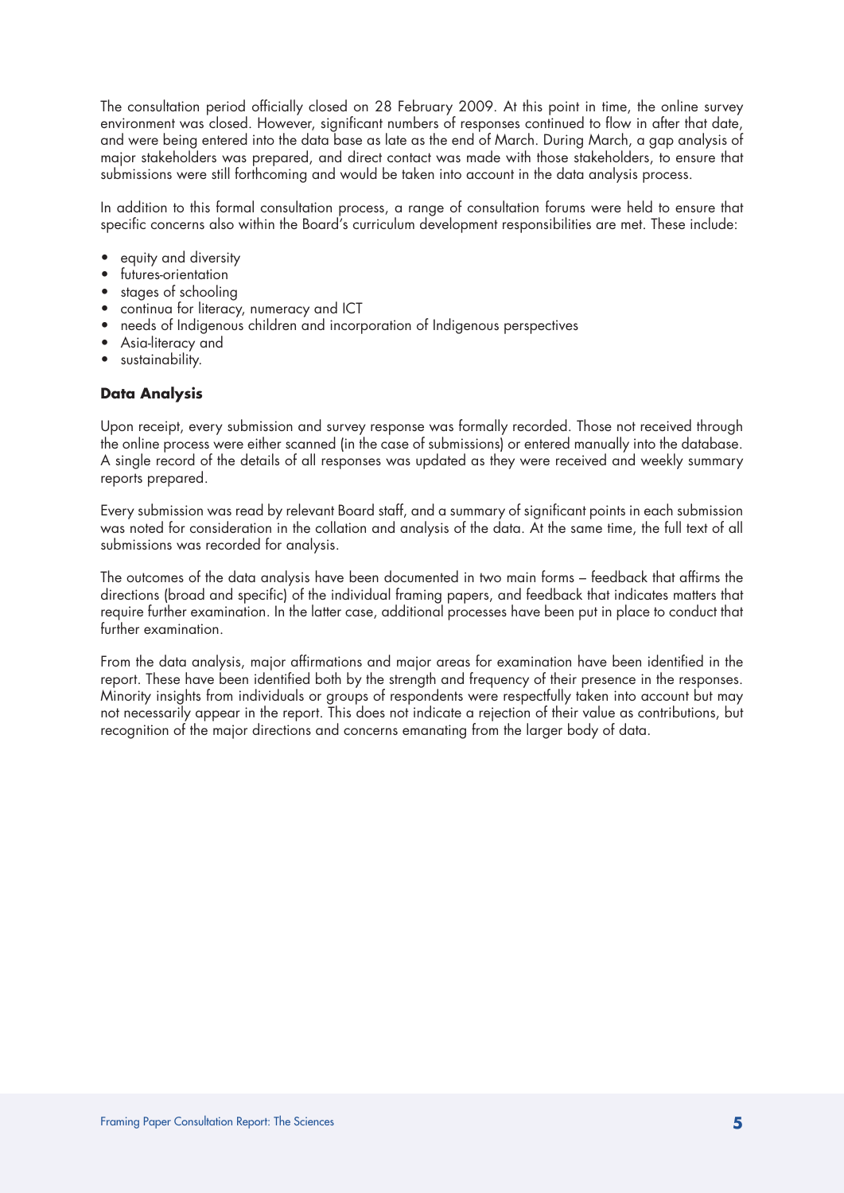The consultation period officially closed on 28 February 2009. At this point in time, the online survey environment was closed. However, significant numbers of responses continued to flow in after that date, and were being entered into the data base as late as the end of March. During March, a gap analysis of major stakeholders was prepared, and direct contact was made with those stakeholders, to ensure that submissions were still forthcoming and would be taken into account in the data analysis process.

In addition to this formal consultation process, a range of consultation forums were held to ensure that specific concerns also within the Board's curriculum development responsibilities are met. These include:

- equity and diversity
- futures-orientation
- stages of schooling
- continua for literacy, numeracy and ICT
- needs of Indigenous children and incorporation of Indigenous perspectives
- Asia-literacy and
- sustainability.

## Data Analysis

Upon receipt, every submission and survey response was formally recorded. Those not received through the online process were either scanned (in the case of submissions) or entered manually into the database. A single record of the details of all responses was updated as they were received and weekly summary reports prepared.

Every submission was read by relevant Board staff, and a summary of significant points in each submission was noted for consideration in the collation and analysis of the data. At the same time, the full text of all submissions was recorded for analysis.

The outcomes of the data analysis have been documented in two main forms – feedback that affirms the directions (broad and specific) of the individual framing papers, and feedback that indicates matters that require further examination. In the latter case, additional processes have been put in place to conduct that further examination.

From the data analysis, major affirmations and major areas for examination have been identified in the report. These have been identified both by the strength and frequency of their presence in the responses. Minority insights from individuals or groups of respondents were respectfully taken into account but may not necessarily appear in the report. This does not indicate a rejection of their value as contributions, but recognition of the major directions and concerns emanating from the larger body of data.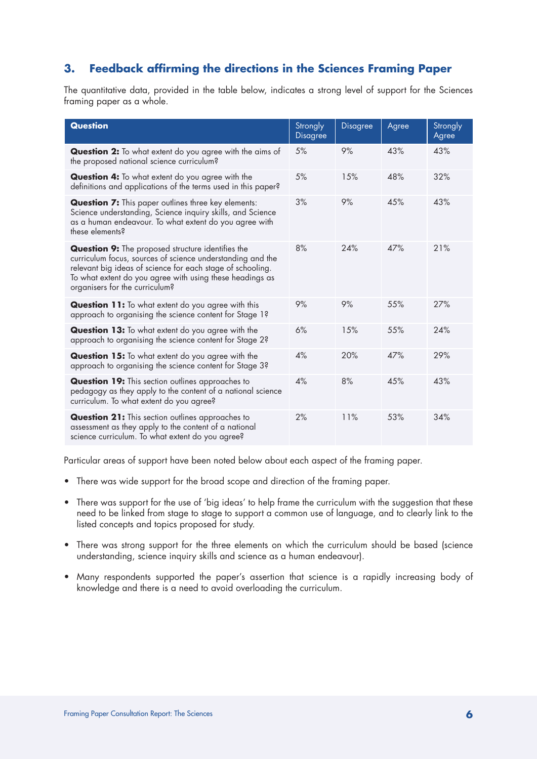## 3. Feedback affirming the directions in the Sciences Framing Paper

The quantitative data, provided in the table below, indicates a strong level of support for the Sciences framing paper as a whole.

| Question | Strongly Disagree | Disagree | Agree | Strongly Agree |
|---|---|---|---|---|
| **Question 2:** To what extent do you agree with the aims of the proposed national science curriculum? | 5% | 9% | 43% | 43% |
| **Question 4:** To what extent do you agree with the definitions and applications of the terms used in this paper? | 5% | 15% | 48% | 32% |
| **Question 7:** This paper outlines three key elements: Science understanding, Science inquiry skills, and Science as a human endeavour. To what extent do you agree with these elements? | 3% | 9% | 45% | 43% |
| **Question 9:** The proposed structure identifies the curriculum focus, sources of science understanding and the relevant big ideas of science for each stage of schooling. To what extent do you agree with using these headings as organisers for the curriculum? | 8% | 24% | 47% | 21% |
| **Question 11:** To what extent do you agree with this approach to organising the science content for Stage 1? | 9% | 9% | 55% | 27% |
| **Question 13:** To what extent do you agree with the approach to organising the science content for Stage 2? | 6% | 15% | 55% | 24% |
| **Question 15:** To what extent do you agree with the approach to organising the science content for Stage 3? | 4% | 20% | 47% | 29% |
| **Question 19:** This section outlines approaches to pedagogy as they apply to the content of a national science curriculum. To what extent do you agree? | 4% | 8% | 45% | 43% |
| **Question 21:** This section outlines approaches to assessment as they apply to the content of a national science curriculum. To what extent do you agree? | 2% | 11% | 53% | 34% |

Particular areas of support have been noted below about each aspect of the framing paper.

- There was wide support for the broad scope and direction of the framing paper.
- There was support for the use of 'big ideas' to help frame the curriculum with the suggestion that these need to be linked from stage to stage to support a common use of language, and to clearly link to the listed concepts and topics proposed for study.
- There was strong support for the three elements on which the curriculum should be based (science understanding, science inquiry skills and science as a human endeavour).
- Many respondents supported the paper's assertion that science is a rapidly increasing body of knowledge and there is a need to avoid overloading the curriculum.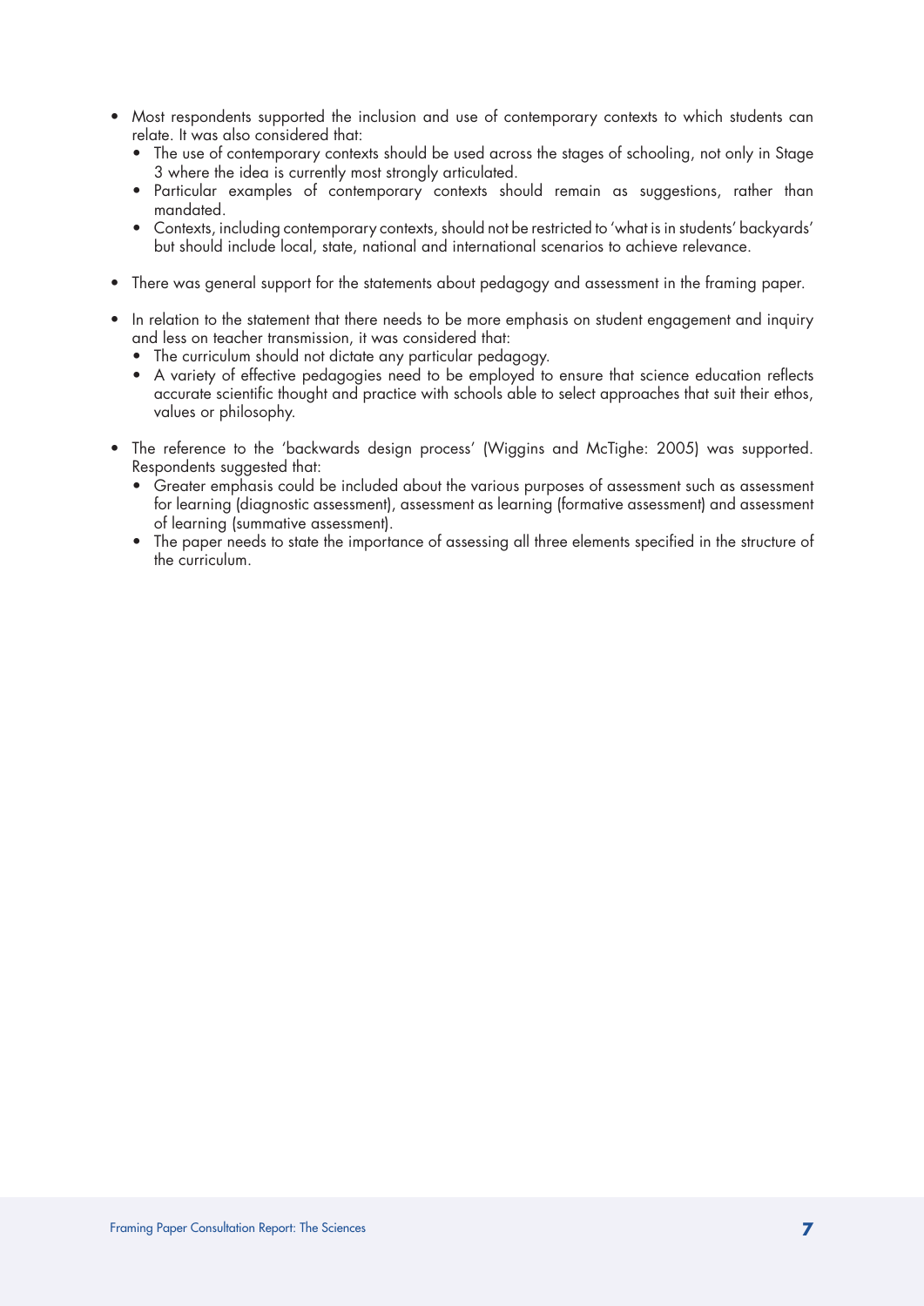- Most respondents supported the inclusion and use of contemporary contexts to which students can relate. It was also considered that:
  - The use of contemporary contexts should be used across the stages of schooling, not only in Stage 3 where the idea is currently most strongly articulated.
  - Particular examples of contemporary contexts should remain as suggestions, rather than mandated.
  - Contexts, including contemporary contexts, should not be restricted to 'what is in students' backyards' but should include local, state, national and international scenarios to achieve relevance.

- There was general support for the statements about pedagogy and assessment in the framing paper.

- In relation to the statement that there needs to be more emphasis on student engagement and inquiry and less on teacher transmission, it was considered that:
  - The curriculum should not dictate any particular pedagogy.
  - A variety of effective pedagogies need to be employed to ensure that science education reflects accurate scientific thought and practice with schools able to select approaches that suit their ethos, values or philosophy.

- The reference to the 'backwards design process' (Wiggins and McTighe: 2005) was supported. Respondents suggested that:
  - Greater emphasis could be included about the various purposes of assessment such as assessment for learning (diagnostic assessment), assessment as learning (formative assessment) and assessment of learning (summative assessment).
  - The paper needs to state the importance of assessing all three elements specified in the structure of the curriculum.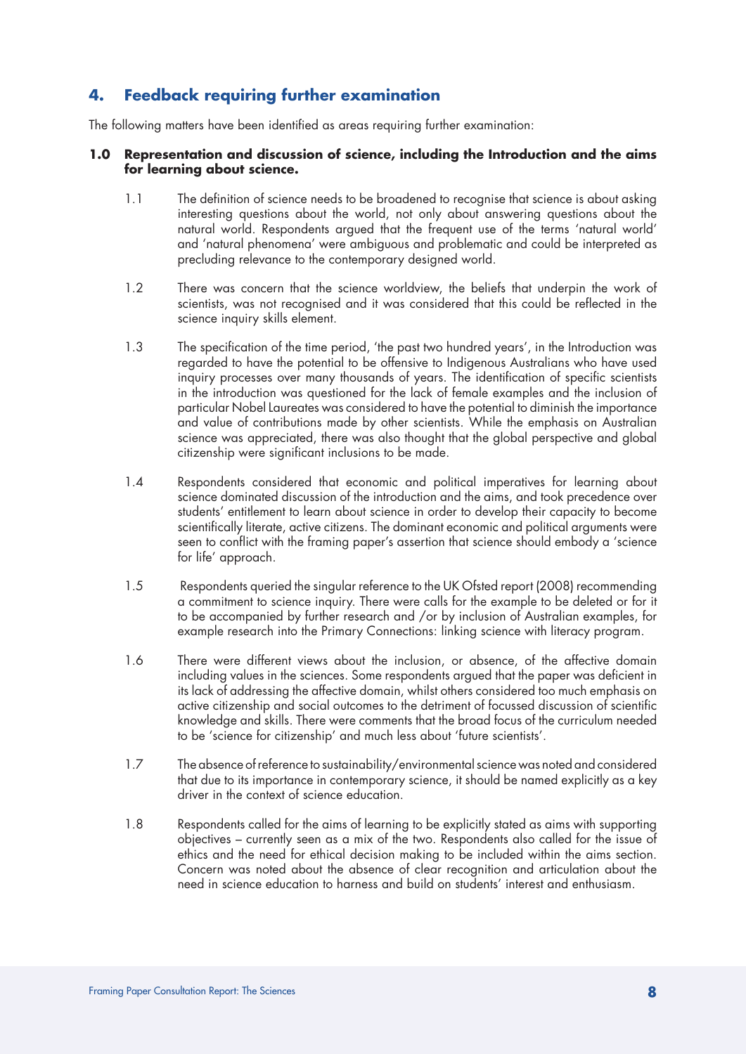## 4. Feedback requiring further examination

The following matters have been identified as areas requiring further examination:

**1.0 Representation and discussion of science, including the Introduction and the aims for learning about science.**

1.1 The definition of science needs to be broadened to recognise that science is about asking interesting questions about the world, not only about answering questions about the natural world. Respondents argued that the frequent use of the terms 'natural world' and 'natural phenomena' were ambiguous and problematic and could be interpreted as precluding relevance to the contemporary designed world.

1.2 There was concern that the science worldview, the beliefs that underpin the work of scientists, was not recognised and it was considered that this could be reflected in the science inquiry skills element.

1.3 The specification of the time period, 'the past two hundred years', in the Introduction was regarded to have the potential to be offensive to Indigenous Australians who have used inquiry processes over many thousands of years. The identification of specific scientists in the introduction was questioned for the lack of female examples and the inclusion of particular Nobel Laureates was considered to have the potential to diminish the importance and value of contributions made by other scientists. While the emphasis on Australian science was appreciated, there was also thought that the global perspective and global citizenship were significant inclusions to be made.

1.4 Respondents considered that economic and political imperatives for learning about science dominated discussion of the introduction and the aims, and took precedence over students' entitlement to learn about science in order to develop their capacity to become scientifically literate, active citizens. The dominant economic and political arguments were seen to conflict with the framing paper's assertion that science should embody a 'science for life' approach.

1.5 Respondents queried the singular reference to the UK Ofsted report (2008) recommending a commitment to science inquiry. There were calls for the example to be deleted or for it to be accompanied by further research and /or by inclusion of Australian examples, for example research into the Primary Connections: linking science with literacy program.

1.6 There were different views about the inclusion, or absence, of the affective domain including values in the sciences. Some respondents argued that the paper was deficient in its lack of addressing the affective domain, whilst others considered too much emphasis on active citizenship and social outcomes to the detriment of focussed discussion of scientific knowledge and skills. There were comments that the broad focus of the curriculum needed to be 'science for citizenship' and much less about 'future scientists'.

1.7 The absence of reference to sustainability/environmental science was noted and considered that due to its importance in contemporary science, it should be named explicitly as a key driver in the context of science education.

1.8 Respondents called for the aims of learning to be explicitly stated as aims with supporting objectives – currently seen as a mix of the two. Respondents also called for the issue of ethics and the need for ethical decision making to be included within the aims section. Concern was noted about the absence of clear recognition and articulation about the need in science education to harness and build on students' interest and enthusiasm.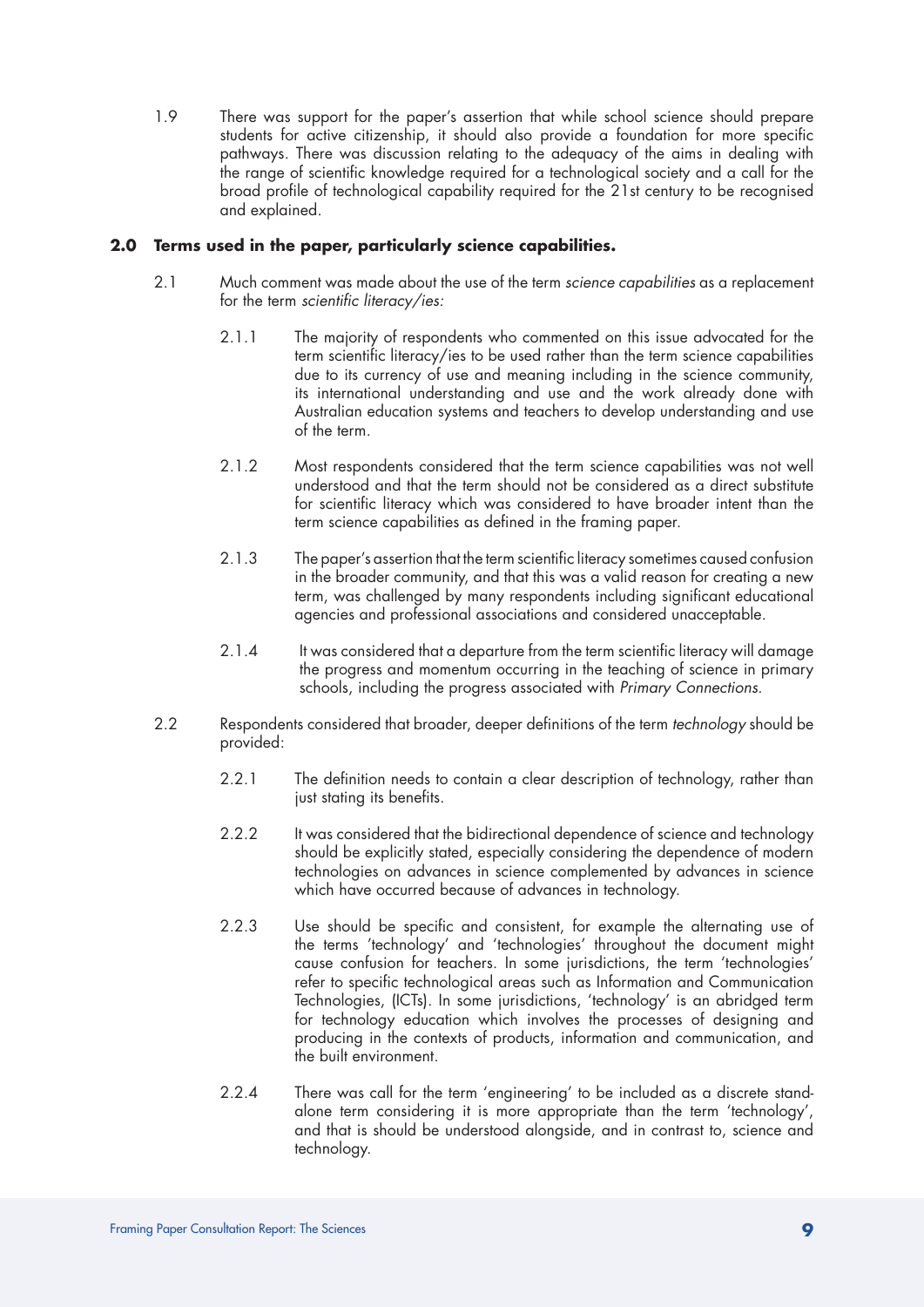1.9 There was support for the paper's assertion that while school science should prepare students for active citizenship, it should also provide a foundation for more specific pathways. There was discussion relating to the adequacy of the aims in dealing with the range of scientific knowledge required for a technological society and a call for the broad profile of technological capability required for the 21st century to be recognised and explained.

## 2.0 Terms used in the paper, particularly science capabilities.

2.1 Much comment was made about the use of the term *science capabilities* as a replacement for the term *scientific literacy/ies:*

2.1.1 The majority of respondents who commented on this issue advocated for the term scientific literacy/ies to be used rather than the term science capabilities due to its currency of use and meaning including in the science community, its international understanding and use and the work already done with Australian education systems and teachers to develop understanding and use of the term.

2.1.2 Most respondents considered that the term science capabilities was not well understood and that the term should not be considered as a direct substitute for scientific literacy which was considered to have broader intent than the term science capabilities as defined in the framing paper.

2.1.3 The paper's assertion that the term scientific literacy sometimes caused confusion in the broader community, and that this was a valid reason for creating a new term, was challenged by many respondents including significant educational agencies and professional associations and considered unacceptable.

2.1.4 It was considered that a departure from the term scientific literacy will damage the progress and momentum occurring in the teaching of science in primary schools, including the progress associated with *Primary Connections*.

2.2 Respondents considered that broader, deeper definitions of the term *technology* should be provided:

2.2.1 The definition needs to contain a clear description of technology, rather than just stating its benefits.

2.2.2 It was considered that the bidirectional dependence of science and technology should be explicitly stated, especially considering the dependence of modern technologies on advances in science complemented by advances in science which have occurred because of advances in technology.

2.2.3 Use should be specific and consistent, for example the alternating use of the terms 'technology' and 'technologies' throughout the document might cause confusion for teachers. In some jurisdictions, the term 'technologies' refer to specific technological areas such as Information and Communication Technologies, (ICTs). In some jurisdictions, 'technology' is an abridged term for technology education which involves the processes of designing and producing in the contexts of products, information and communication, and the built environment.

2.2.4 There was call for the term 'engineering' to be included as a discrete stand-alone term considering it is more appropriate than the term 'technology', and that is should be understood alongside, and in contrast to, science and technology.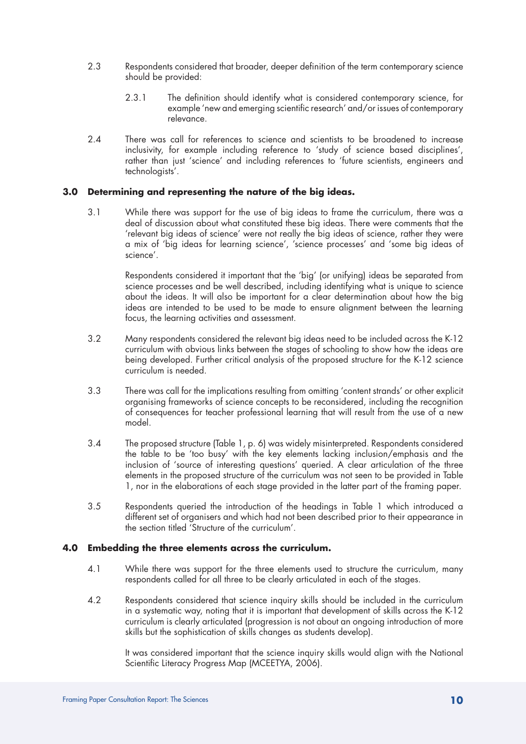2.3 Respondents considered that broader, deeper definition of the term contemporary science should be provided:

2.3.1 The definition should identify what is considered contemporary science, for example 'new and emerging scientific research' and/or issues of contemporary relevance.

2.4 There was call for references to science and scientists to be broadened to increase inclusivity, for example including reference to 'study of science based disciplines', rather than just 'science' and including references to 'future scientists, engineers and technologists'.

### 3.0 Determining and representing the nature of the big ideas.

3.1 While there was support for the use of big ideas to frame the curriculum, there was a deal of discussion about what constituted these big ideas. There were comments that the 'relevant big ideas of science' were not really the big ideas of science, rather they were a mix of 'big ideas for learning science', 'science processes' and 'some big ideas of science'.

Respondents considered it important that the 'big' (or unifying) ideas be separated from science processes and be well described, including identifying what is unique to science about the ideas. It will also be important for a clear determination about how the big ideas are intended to be used to be made to ensure alignment between the learning focus, the learning activities and assessment.

3.2 Many respondents considered the relevant big ideas need to be included across the K-12 curriculum with obvious links between the stages of schooling to show how the ideas are being developed. Further critical analysis of the proposed structure for the K-12 science curriculum is needed.

3.3 There was call for the implications resulting from omitting 'content strands' or other explicit organising frameworks of science concepts to be reconsidered, including the recognition of consequences for teacher professional learning that will result from the use of a new model.

3.4 The proposed structure (Table 1, p. 6) was widely misinterpreted. Respondents considered the table to be 'too busy' with the key elements lacking inclusion/emphasis and the inclusion of 'source of interesting questions' queried. A clear articulation of the three elements in the proposed structure of the curriculum was not seen to be provided in Table 1, nor in the elaborations of each stage provided in the latter part of the framing paper.

3.5 Respondents queried the introduction of the headings in Table 1 which introduced a different set of organisers and which had not been described prior to their appearance in the section titled 'Structure of the curriculum'.

### 4.0 Embedding the three elements across the curriculum.

4.1 While there was support for the three elements used to structure the curriculum, many respondents called for all three to be clearly articulated in each of the stages.

4.2 Respondents considered that science inquiry skills should be included in the curriculum in a systematic way, noting that it is important that development of skills across the K-12 curriculum is clearly articulated (progression is not about an ongoing introduction of more skills but the sophistication of skills changes as students develop).

It was considered important that the science inquiry skills would align with the National Scientific Literacy Progress Map (MCEETYA, 2006).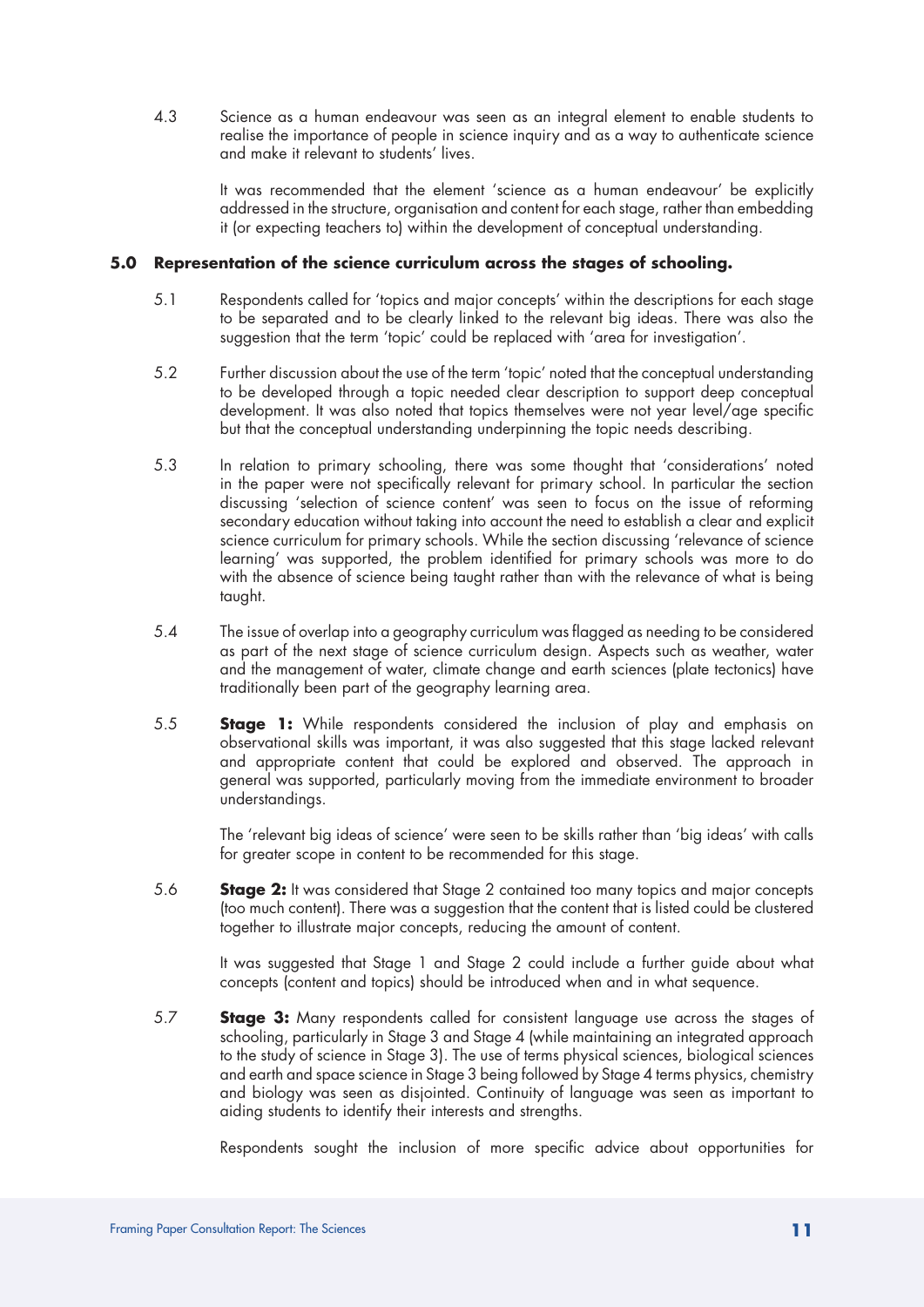4.3 Science as a human endeavour was seen as an integral element to enable students to realise the importance of people in science inquiry and as a way to authenticate science and make it relevant to students' lives.

It was recommended that the element 'science as a human endeavour' be explicitly addressed in the structure, organisation and content for each stage, rather than embedding it (or expecting teachers to) within the development of conceptual understanding.

## 5.0 Representation of the science curriculum across the stages of schooling.

5.1 Respondents called for 'topics and major concepts' within the descriptions for each stage to be separated and to be clearly linked to the relevant big ideas. There was also the suggestion that the term 'topic' could be replaced with 'area for investigation'.

5.2 Further discussion about the use of the term 'topic' noted that the conceptual understanding to be developed through a topic needed clear description to support deep conceptual development. It was also noted that topics themselves were not year level/age specific but that the conceptual understanding underpinning the topic needs describing.

5.3 In relation to primary schooling, there was some thought that 'considerations' noted in the paper were not specifically relevant for primary school. In particular the section discussing 'selection of science content' was seen to focus on the issue of reforming secondary education without taking into account the need to establish a clear and explicit science curriculum for primary schools. While the section discussing 'relevance of science learning' was supported, the problem identified for primary schools was more to do with the absence of science being taught rather than with the relevance of what is being taught.

5.4 The issue of overlap into a geography curriculum was flagged as needing to be considered as part of the next stage of science curriculum design. Aspects such as weather, water and the management of water, climate change and earth sciences (plate tectonics) have traditionally been part of the geography learning area.

5.5 **Stage 1:** While respondents considered the inclusion of play and emphasis on observational skills was important, it was also suggested that this stage lacked relevant and appropriate content that could be explored and observed. The approach in general was supported, particularly moving from the immediate environment to broader understandings.

The 'relevant big ideas of science' were seen to be skills rather than 'big ideas' with calls for greater scope in content to be recommended for this stage.

5.6 **Stage 2:** It was considered that Stage 2 contained too many topics and major concepts (too much content). There was a suggestion that the content that is listed could be clustered together to illustrate major concepts, reducing the amount of content.

It was suggested that Stage 1 and Stage 2 could include a further guide about what concepts (content and topics) should be introduced when and in what sequence.

5.7 **Stage 3:** Many respondents called for consistent language use across the stages of schooling, particularly in Stage 3 and Stage 4 (while maintaining an integrated approach to the study of science in Stage 3). The use of terms physical sciences, biological sciences and earth and space science in Stage 3 being followed by Stage 4 terms physics, chemistry and biology was seen as disjointed. Continuity of language was seen as important to aiding students to identify their interests and strengths.

Respondents sought the inclusion of more specific advice about opportunities for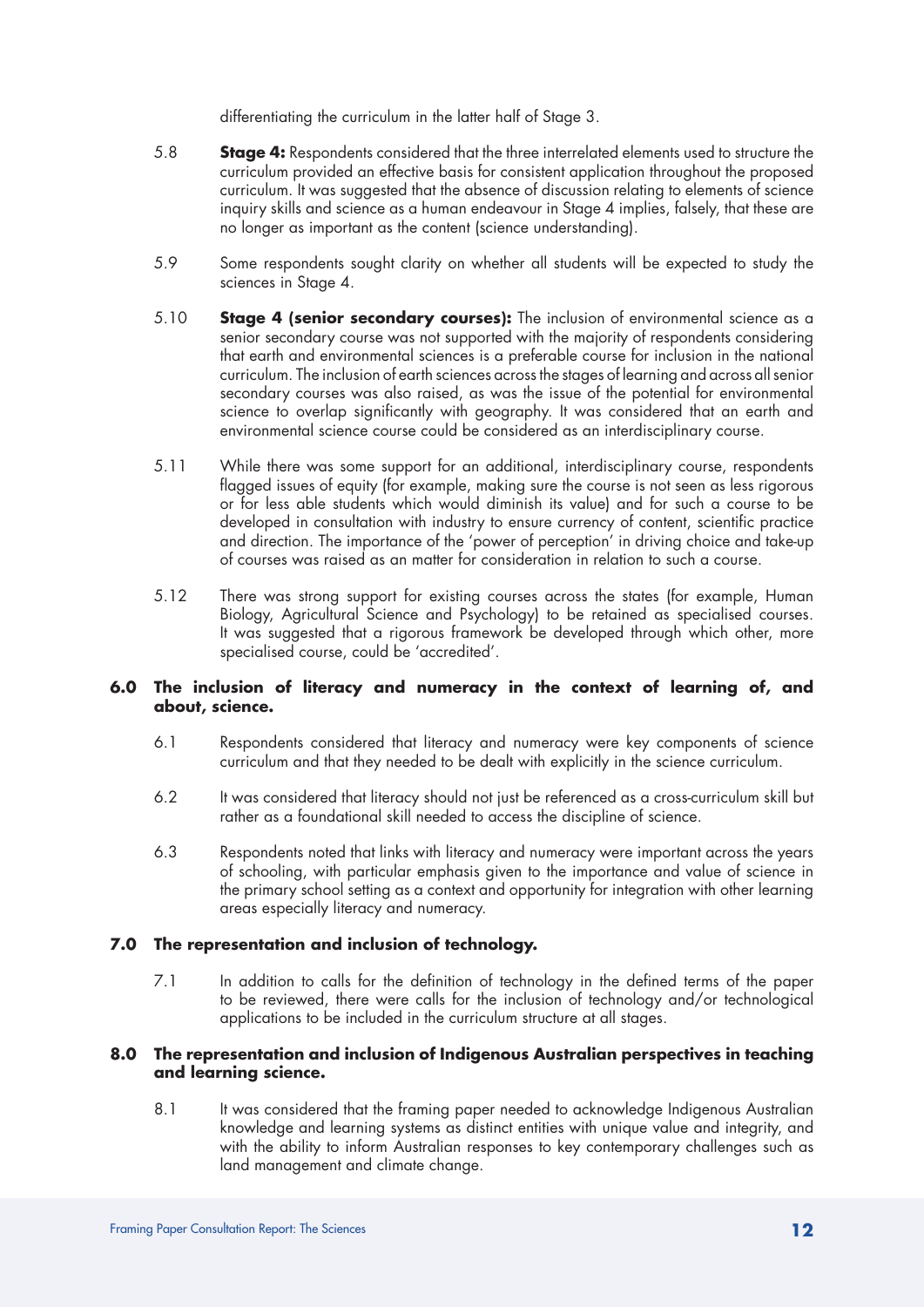differentiating the curriculum in the latter half of Stage 3.

5.8 **Stage 4:** Respondents considered that the three interrelated elements used to structure the curriculum provided an effective basis for consistent application throughout the proposed curriculum. It was suggested that the absence of discussion relating to elements of science inquiry skills and science as a human endeavour in Stage 4 implies, falsely, that these are no longer as important as the content (science understanding).

5.9 Some respondents sought clarity on whether all students will be expected to study the sciences in Stage 4.

5.10 **Stage 4 (senior secondary courses):** The inclusion of environmental science as a senior secondary course was not supported with the majority of respondents considering that earth and environmental sciences is a preferable course for inclusion in the national curriculum. The inclusion of earth sciences across the stages of learning and across all senior secondary courses was also raised, as was the issue of the potential for environmental science to overlap significantly with geography. It was considered that an earth and environmental science course could be considered as an interdisciplinary course.

5.11 While there was some support for an additional, interdisciplinary course, respondents flagged issues of equity (for example, making sure the course is not seen as less rigorous or for less able students which would diminish its value) and for such a course to be developed in consultation with industry to ensure currency of content, scientific practice and direction. The importance of the 'power of perception' in driving choice and take-up of courses was raised as an matter for consideration in relation to such a course.

5.12 There was strong support for existing courses across the states (for example, Human Biology, Agricultural Science and Psychology) to be retained as specialised courses. It was suggested that a rigorous framework be developed through which other, more specialised course, could be 'accredited'.

## 6.0 The inclusion of literacy and numeracy in the context of learning of, and about, science.

6.1 Respondents considered that literacy and numeracy were key components of science curriculum and that they needed to be dealt with explicitly in the science curriculum.

6.2 It was considered that literacy should not just be referenced as a cross-curriculum skill but rather as a foundational skill needed to access the discipline of science.

6.3 Respondents noted that links with literacy and numeracy were important across the years of schooling, with particular emphasis given to the importance and value of science in the primary school setting as a context and opportunity for integration with other learning areas especially literacy and numeracy.

## 7.0 The representation and inclusion of technology.

7.1 In addition to calls for the definition of technology in the defined terms of the paper to be reviewed, there were calls for the inclusion of technology and/or technological applications to be included in the curriculum structure at all stages.

## 8.0 The representation and inclusion of Indigenous Australian perspectives in teaching and learning science.

8.1 It was considered that the framing paper needed to acknowledge Indigenous Australian knowledge and learning systems as distinct entities with unique value and integrity, and with the ability to inform Australian responses to key contemporary challenges such as land management and climate change.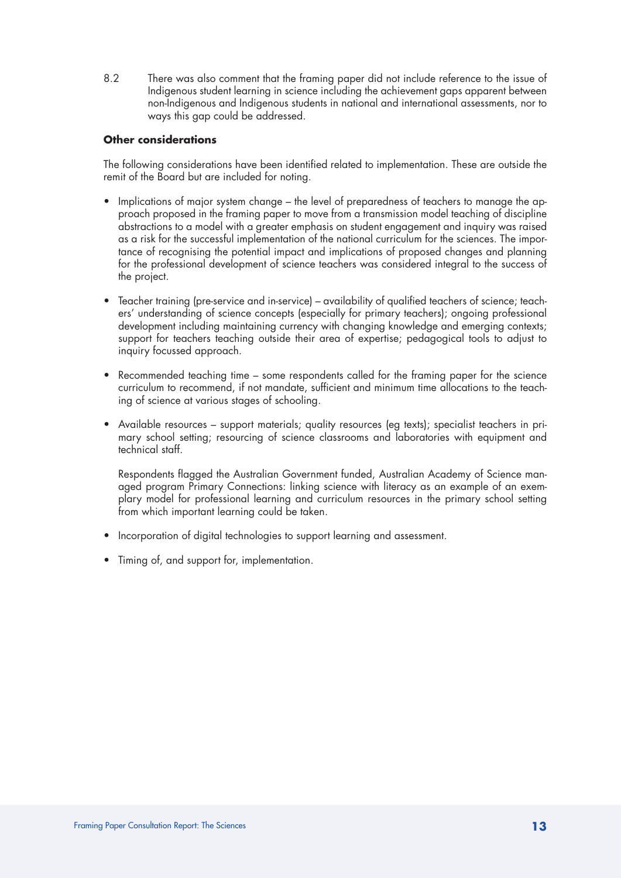8.2 There was also comment that the framing paper did not include reference to the issue of Indigenous student learning in science including the achievement gaps apparent between non-Indigenous and Indigenous students in national and international assessments, nor to ways this gap could be addressed.

**Other considerations**

The following considerations have been identified related to implementation. These are outside the remit of the Board but are included for noting.

- Implications of major system change – the level of preparedness of teachers to manage the approach proposed in the framing paper to move from a transmission model teaching of discipline abstractions to a model with a greater emphasis on student engagement and inquiry was raised as a risk for the successful implementation of the national curriculum for the sciences. The importance of recognising the potential impact and implications of proposed changes and planning for the professional development of science teachers was considered integral to the success of the project.

- Teacher training (pre-service and in-service) – availability of qualified teachers of science; teachers' understanding of science concepts (especially for primary teachers); ongoing professional development including maintaining currency with changing knowledge and emerging contexts; support for teachers teaching outside their area of expertise; pedagogical tools to adjust to inquiry focussed approach.

- Recommended teaching time – some respondents called for the framing paper for the science curriculum to recommend, if not mandate, sufficient and minimum time allocations to the teaching of science at various stages of schooling.

- Available resources – support materials; quality resources (eg texts); specialist teachers in primary school setting; resourcing of science classrooms and laboratories with equipment and technical staff.

  Respondents flagged the Australian Government funded, Australian Academy of Science managed program Primary Connections: linking science with literacy as an example of an exemplary model for professional learning and curriculum resources in the primary school setting from which important learning could be taken.

- Incorporation of digital technologies to support learning and assessment.

- Timing of, and support for, implementation.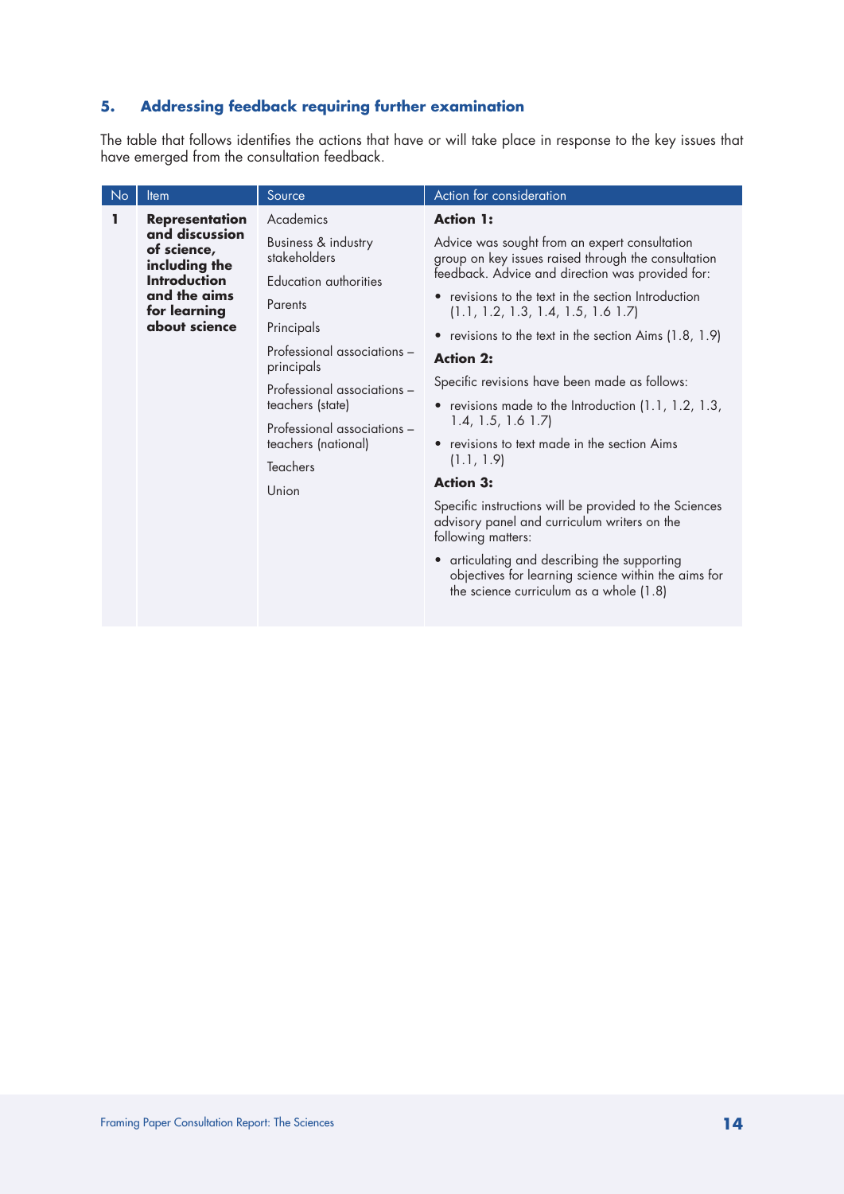## 5. Addressing feedback requiring further examination

The table that follows identifies the actions that have or will take place in response to the key issues that have emerged from the consultation feedback.

| No | Item | Source | Action for consideration |
|---|---|---|---|
| 1 | **Representation and discussion of science, including the Introduction and the aims for learning about science** | Academics<br><br>Business & industry stakeholders<br><br>Education authorities<br><br>Parents<br><br>Principals<br><br>Professional associations – principals<br><br>Professional associations – teachers (state)<br><br>Professional associations – teachers (national)<br><br>Teachers<br><br>Union | **Action 1:**<br><br>Advice was sought from an expert consultation group on key issues raised through the consultation feedback. Advice and direction was provided for:<br><br>• revisions to the text in the section Introduction (1.1, 1.2, 1.3, 1.4, 1.5, 1.6 1.7)<br><br>• revisions to the text in the section Aims (1.8, 1.9)<br><br>**Action 2:**<br><br>Specific revisions have been made as follows:<br><br>• revisions made to the Introduction (1.1, 1.2, 1.3, 1.4, 1.5, 1.6 1.7)<br><br>• revisions to text made in the section Aims (1.1, 1.9)<br><br>**Action 3:**<br><br>Specific instructions will be provided to the Sciences advisory panel and curriculum writers on the following matters:<br><br>• articulating and describing the supporting objectives for learning science within the aims for the science curriculum as a whole (1.8) |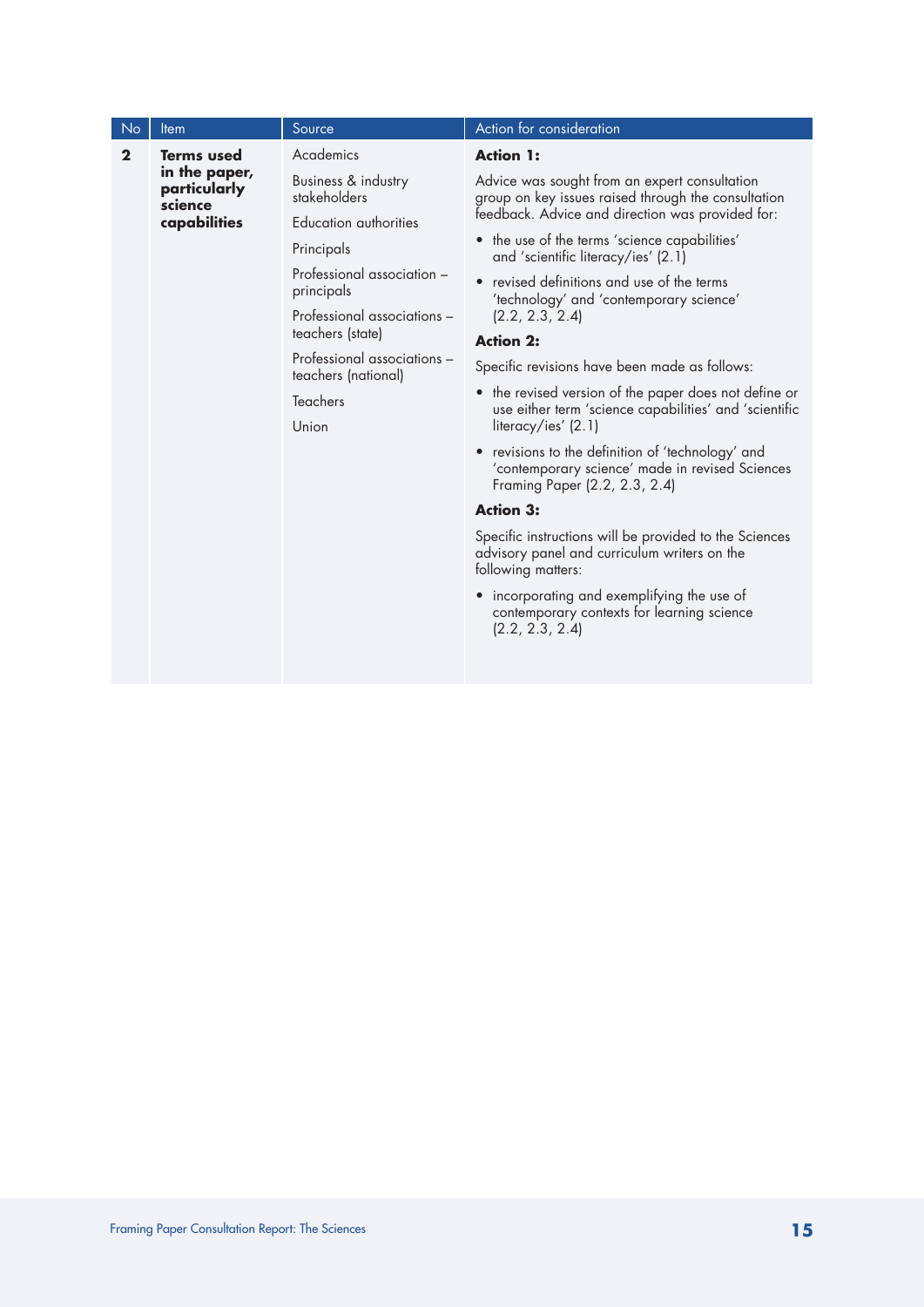| No | Item | Source | Action for consideration |
|---|---|---|---|
| **2** | **Terms used in the paper, particularly science capabilities** | Academics<br><br>Business & industry stakeholders<br><br>Education authorities<br><br>Principals<br><br>Professional association – principals<br><br>Professional associations – teachers (state)<br><br>Professional associations – teachers (national)<br><br>Teachers<br><br>Union | **Action 1:**<br><br>Advice was sought from an expert consultation group on key issues raised through the consultation feedback. Advice and direction was provided for:<br><br>• the use of the terms 'science capabilities' and 'scientific literacy/ies' (2.1)<br><br>• revised definitions and use of the terms 'technology' and 'contemporary science' (2.2, 2.3, 2.4)<br><br>**Action 2:**<br><br>Specific revisions have been made as follows:<br><br>• the revised version of the paper does not define or use either term 'science capabilities' and 'scientific literacy/ies' (2.1)<br><br>• revisions to the definition of 'technology' and 'contemporary science' made in revised Sciences Framing Paper (2.2, 2.3, 2.4)<br><br>**Action 3:**<br><br>Specific instructions will be provided to the Sciences advisory panel and curriculum writers on the following matters:<br><br>• incorporating and exemplifying the use of contemporary contexts for learning science (2.2, 2.3, 2.4) |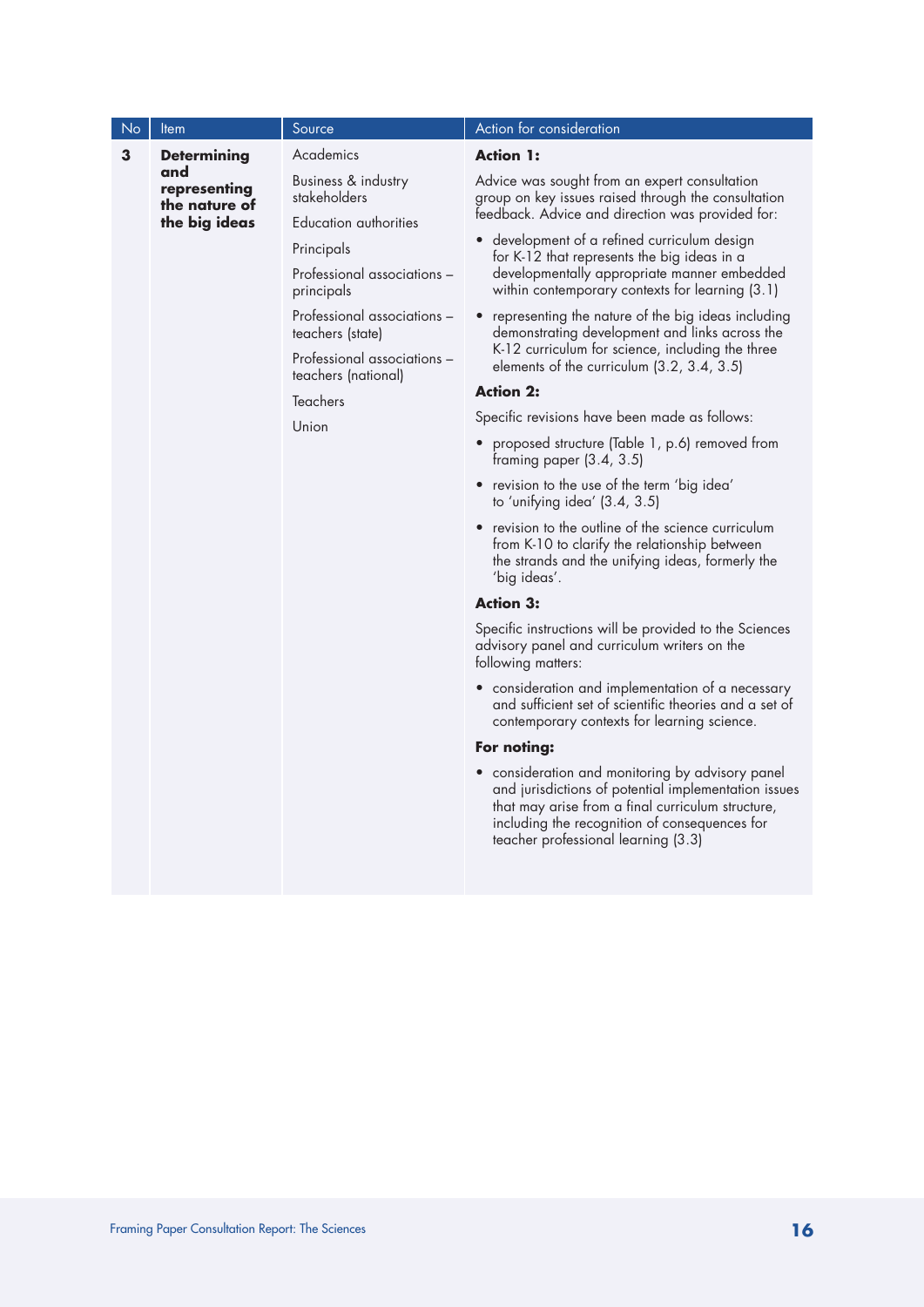| No | Item | Source | Action for consideration |
|---|---|---|---|
| **3** | **Determining and representing the nature of the big ideas** | Academics<br><br>Business & industry stakeholders<br><br>Education authorities<br><br>Principals<br><br>Professional associations – principals<br><br>Professional associations – teachers (state)<br><br>Professional associations – teachers (national)<br><br>Teachers<br><br>Union | **Action 1:**<br><br>Advice was sought from an expert consultation group on key issues raised through the consultation feedback. Advice and direction was provided for:<br><br>• development of a refined curriculum design for K-12 that represents the big ideas in a developmentally appropriate manner embedded within contemporary contexts for learning (3.1)<br><br>• representing the nature of the big ideas including demonstrating development and links across the K-12 curriculum for science, including the three elements of the curriculum (3.2, 3.4, 3.5)<br><br>**Action 2:**<br><br>Specific revisions have been made as follows:<br><br>• proposed structure (Table 1, p.6) removed from framing paper (3.4, 3.5)<br><br>• revision to the use of the term 'big idea' to 'unifying idea' (3.4, 3.5)<br><br>• revision to the outline of the science curriculum from K-10 to clarify the relationship between the strands and the unifying ideas, formerly the 'big ideas'.<br><br>**Action 3:**<br><br>Specific instructions will be provided to the Sciences advisory panel and curriculum writers on the following matters:<br><br>• consideration and implementation of a necessary and sufficient set of scientific theories and a set of contemporary contexts for learning science.<br><br>**For noting:**<br><br>• consideration and monitoring by advisory panel and jurisdictions of potential implementation issues that may arise from a final curriculum structure, including the recognition of consequences for teacher professional learning (3.3) |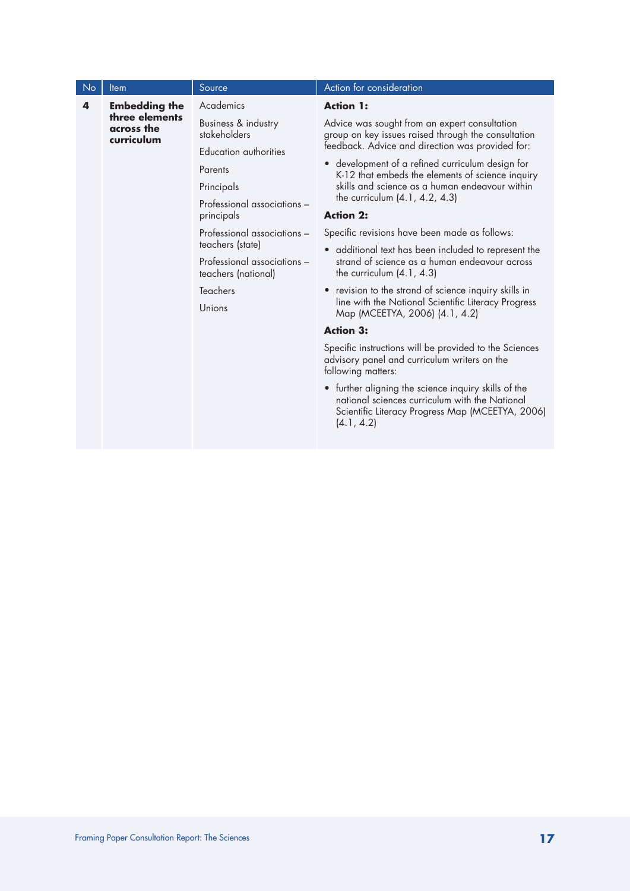| No | Item | Source | Action for consideration |
| --- | --- | --- | --- |
| **4** | **Embedding the three elements across the curriculum** | Academics<br>Business & industry stakeholders<br>Education authorities<br>Parents<br>Principals<br>Professional associations – principals<br>Professional associations – teachers (state)<br>Professional associations – teachers (national)<br>Teachers<br>Unions | **Action 1:**<br>Advice was sought from an expert consultation group on key issues raised through the consultation feedback. Advice and direction was provided for:<br>• development of a refined curriculum design for K-12 that embeds the elements of science inquiry skills and science as a human endeavour within the curriculum (4.1, 4.2, 4.3)<br>**Action 2:**<br>Specific revisions have been made as follows:<br>• additional text has been included to represent the strand of science as a human endeavour across the curriculum (4.1, 4.3)<br>• revision to the strand of science inquiry skills in line with the National Scientific Literacy Progress Map (MCEETYA, 2006) (4.1, 4.2)<br>**Action 3:**<br>Specific instructions will be provided to the Sciences advisory panel and curriculum writers on the following matters:<br>• further aligning the science inquiry skills of the national sciences curriculum with the National Scientific Literacy Progress Map (MCEETYA, 2006) (4.1, 4.2) |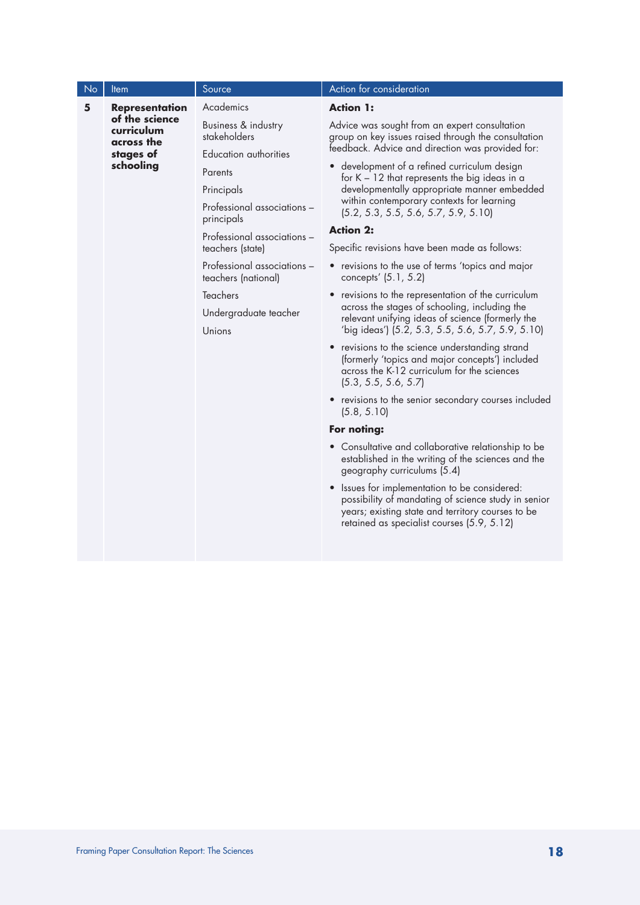| No | Item | Source | Action for consideration |
|---|---|---|---|
| 5 | **Representation of the science curriculum across the stages of schooling** | Academics<br>Business & industry stakeholders<br>Education authorities<br>Parents<br>Principals<br>Professional associations – principals<br>Professional associations – teachers (state)<br>Professional associations – teachers (national)<br>Teachers<br>Undergraduate teacher<br>Unions | **Action 1:**<br>Advice was sought from an expert consultation group on key issues raised through the consultation feedback. Advice and direction was provided for:<br>• development of a refined curriculum design for K – 12 that represents the big ideas in a developmentally appropriate manner embedded within contemporary contexts for learning (5.2, 5.3, 5.5, 5.6, 5.7, 5.9, 5.10)<br>**Action 2:**<br>Specific revisions have been made as follows:<br>• revisions to the use of terms 'topics and major concepts' (5.1, 5.2)<br>• revisions to the representation of the curriculum across the stages of schooling, including the relevant unifying ideas of science (formerly the 'big ideas') (5.2, 5.3, 5.5, 5.6, 5.7, 5.9, 5.10)<br>• revisions to the science understanding strand (formerly 'topics and major concepts') included across the K-12 curriculum for the sciences (5.3, 5.5, 5.6, 5.7)<br>• revisions to the senior secondary courses included (5.8, 5.10)<br>**For noting:**<br>• Consultative and collaborative relationship to be established in the writing of the sciences and the geography curriculums (5.4)<br>• Issues for implementation to be considered: possibility of mandating of science study in senior years; existing state and territory courses to be retained as specialist courses (5.9, 5.12) |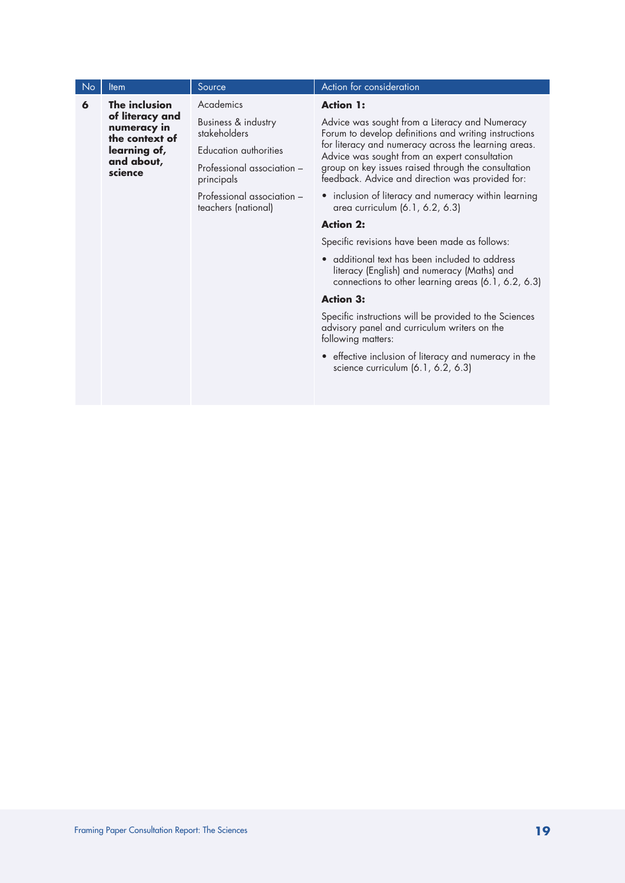| No | Item | Source | Action for consideration |
|---|---|---|---|
| **6** | **The inclusion of literacy and numeracy in the context of learning of, and about, science** | Academics<br><br>Business & industry stakeholders<br><br>Education authorities<br><br>Professional association – principals<br><br>Professional association – teachers (national) | **Action 1:**<br><br>Advice was sought from a Literacy and Numeracy Forum to develop definitions and writing instructions for literacy and numeracy across the learning areas. Advice was sought from an expert consultation group on key issues raised through the consultation feedback. Advice and direction was provided for:<br><br>• inclusion of literacy and numeracy within learning area curriculum (6.1, 6.2, 6.3)<br><br>**Action 2:**<br><br>Specific revisions have been made as follows:<br><br>• additional text has been included to address literacy (English) and numeracy (Maths) and connections to other learning areas (6.1, 6.2, 6.3)<br><br>**Action 3:**<br><br>Specific instructions will be provided to the Sciences advisory panel and curriculum writers on the following matters:<br><br>• effective inclusion of literacy and numeracy in the science curriculum (6.1, 6.2, 6.3) |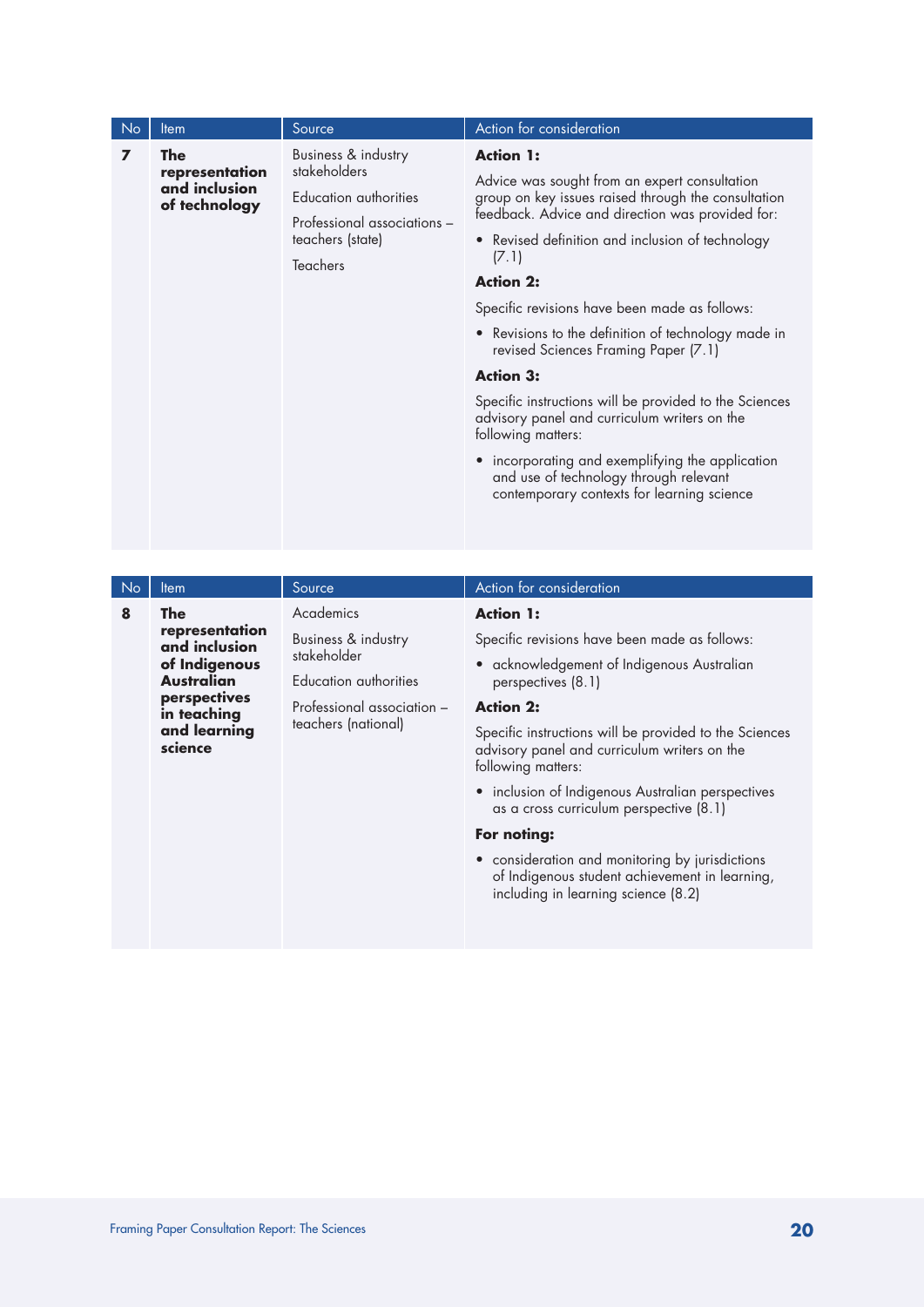| No | Item | Source | Action for consideration |
|---|---|---|---|
| **7** | **The representation and inclusion of technology** | Business & industry stakeholders<br><br>Education authorities<br><br>Professional associations – teachers (state)<br><br>Teachers | **Action 1:**<br><br>Advice was sought from an expert consultation group on key issues raised through the consultation feedback. Advice and direction was provided for:<br><br>• Revised definition and inclusion of technology (7.1)<br><br>**Action 2:**<br><br>Specific revisions have been made as follows:<br><br>• Revisions to the definition of technology made in revised Sciences Framing Paper (7.1)<br><br>**Action 3:**<br><br>Specific instructions will be provided to the Sciences advisory panel and curriculum writers on the following matters:<br><br>• incorporating and exemplifying the application and use of technology through relevant contemporary contexts for learning science |

| No | Item | Source | Action for consideration |
|---|---|---|---|
| **8** | **The representation and inclusion of Indigenous Australian perspectives in teaching and learning science** | Academics<br><br>Business & industry stakeholder<br><br>Education authorities<br><br>Professional association – teachers (national) | **Action 1:**<br><br>Specific revisions have been made as follows:<br><br>• acknowledgement of Indigenous Australian perspectives (8.1)<br><br>**Action 2:**<br><br>Specific instructions will be provided to the Sciences advisory panel and curriculum writers on the following matters:<br><br>• inclusion of Indigenous Australian perspectives as a cross curriculum perspective (8.1)<br><br>**For noting:**<br><br>• consideration and monitoring by jurisdictions of Indigenous student achievement in learning, including in learning science (8.2) |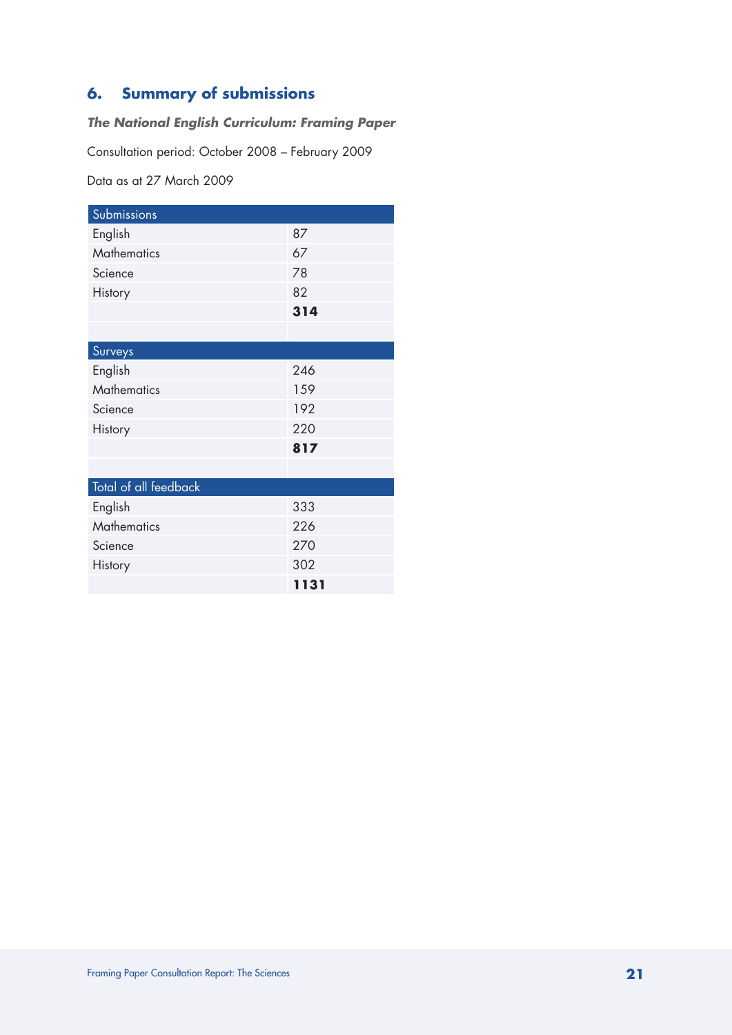## 6. Summary of submissions

***The National English Curriculum: Framing Paper***

Consultation period: October 2008 – February 2009

Data as at 27 March 2009

| Submissions | |
|---|---|
| English | 87 |
| Mathematics | 67 |
| Science | 78 |
| History | 82 |
| | **314** |
| | |
| **Surveys** | |
| English | 246 |
| Mathematics | 159 |
| Science | 192 |
| History | 220 |
| | **817** |
| | |
| **Total of all feedback** | |
| English | 333 |
| Mathematics | 226 |
| Science | 270 |
| History | 302 |
| | **1131** |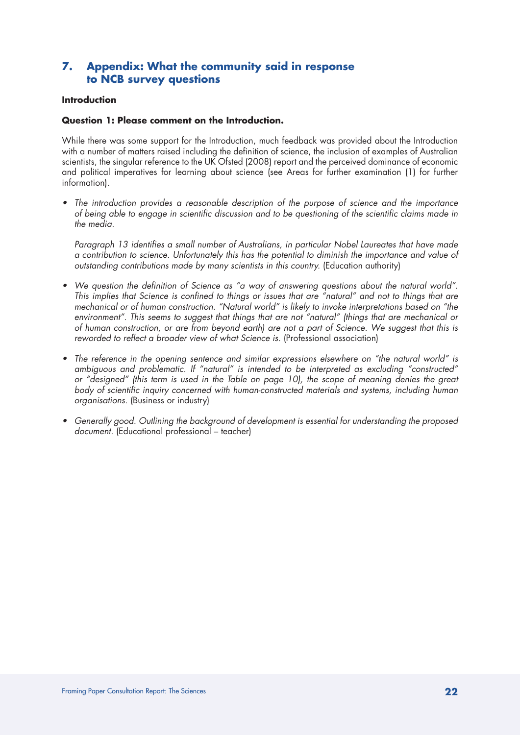## 7. Appendix: What the community said in response to NCB survey questions

**Introduction**

**Question 1: Please comment on the Introduction.**

While there was some support for the Introduction, much feedback was provided about the Introduction with a number of matters raised including the definition of science, the inclusion of examples of Australian scientists, the singular reference to the UK Ofsted (2008) report and the perceived dominance of economic and political imperatives for learning about science (see Areas for further examination (1) for further information).

- *The introduction provides a reasonable description of the purpose of science and the importance of being able to engage in scientific discussion and to be questioning of the scientific claims made in the media.*

  *Paragraph 13 identifies a small number of Australians, in particular Nobel Laureates that have made a contribution to science. Unfortunately this has the potential to diminish the importance and value of outstanding contributions made by many scientists in this country.* (Education authority)

- *We question the definition of Science as "a way of answering questions about the natural world". This implies that Science is confined to things or issues that are "natural" and not to things that are mechanical or of human construction. "Natural world" is likely to invoke interpretations based on "the environment". This seems to suggest that things that are not "natural" (things that are mechanical or of human construction, or are from beyond earth) are not a part of Science. We suggest that this is reworded to reflect a broader view of what Science is.* (Professional association)

- *The reference in the opening sentence and similar expressions elsewhere on "the natural world" is ambiguous and problematic. If "natural" is intended to be interpreted as excluding "constructed" or "designed" (this term is used in the Table on page 10), the scope of meaning denies the great body of scientific inquiry concerned with human-constructed materials and systems, including human organisations.* (Business or industry)

- *Generally good. Outlining the background of development is essential for understanding the proposed document.* (Educational professional – teacher)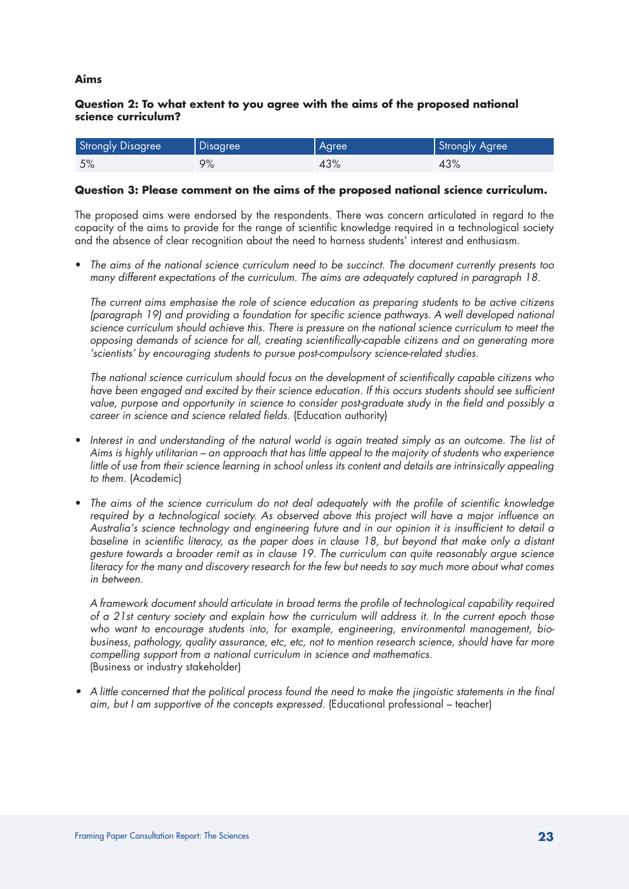**Aims**

**Question 2: To what extent to you agree with the aims of the proposed national science curriculum?**

| Strongly Disagree | Disagree | Agree | Strongly Agree |
|---|---|---|---|
| 5% | 9% | 43% | 43% |

**Question 3: Please comment on the aims of the proposed national science curriculum.**

The proposed aims were endorsed by the respondents. There was concern articulated in regard to the capacity of the aims to provide for the range of scientific knowledge required in a technological society and the absence of clear recognition about the need to harness students' interest and enthusiasm.

- *The aims of the national science curriculum need to be succinct. The document currently presents too many different expectations of the curriculum. The aims are adequately captured in paragraph 18.*

  *The current aims emphasise the role of science education as preparing students to be active citizens (paragraph 19) and providing a foundation for specific science pathways. A well developed national science curriculum should achieve this. There is pressure on the national science curriculum to meet the opposing demands of science for all, creating scientifically-capable citizens and on generating more 'scientists' by encouraging students to pursue post-compulsory science-related studies.*

  *The national science curriculum should focus on the development of scientifically capable citizens who have been engaged and excited by their science education. If this occurs students should see sufficient value, purpose and opportunity in science to consider post-graduate study in the field and possibly a career in science and science related fields.* (Education authority)

- *Interest in and understanding of the natural world is again treated simply as an outcome. The list of Aims is highly utilitarian – an approach that has little appeal to the majority of students who experience little of use from their science learning in school unless its content and details are intrinsically appealing to them.* (Academic)

- *The aims of the science curriculum do not deal adequately with the profile of scientific knowledge required by a technological society. As observed above this project will have a major influence on Australia's science technology and engineering future and in our opinion it is insufficient to detail a baseline in scientific literacy, as the paper does in clause 18, but beyond that make only a distant gesture towards a broader remit as in clause 19. The curriculum can quite reasonably argue science literacy for the many and discovery research for the few but needs to say much more about what comes in between.*

  *A framework document should articulate in broad terms the profile of technological capability required of a 21st century society and explain how the curriculum will address it. In the current epoch those who want to encourage students into, for example, engineering, environmental management, bio-business, pathology, quality assurance, etc, etc, not to mention research science, should have far more compelling support from a national curriculum in science and mathematics.*
  (Business or industry stakeholder)

- *A little concerned that the political process found the need to make the jingoistic statements in the final aim, but I am supportive of the concepts expressed.* (Educational professional – teacher)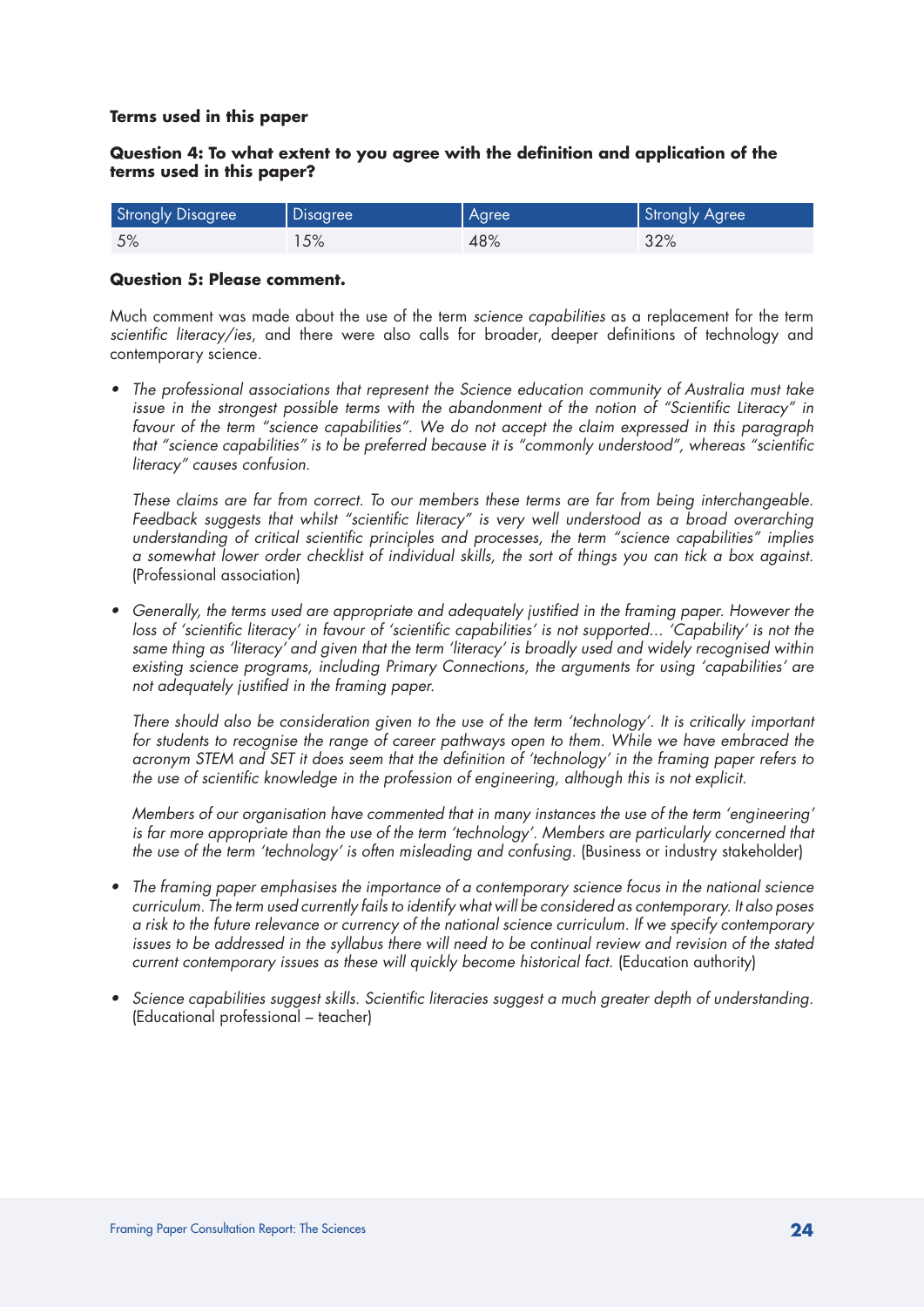**Terms used in this paper**

**Question 4: To what extent to you agree with the definition and application of the terms used in this paper?**

| Strongly Disagree | Disagree | Agree | Strongly Agree |
|---|---|---|---|
| 5% | 15% | 48% | 32% |

**Question 5: Please comment.**

Much comment was made about the use of the term *science capabilities* as a replacement for the term *scientific literacy/ies*, and there were also calls for broader, deeper definitions of technology and contemporary science.

- *The professional associations that represent the Science education community of Australia must take issue in the strongest possible terms with the abandonment of the notion of "Scientific Literacy" in favour of the term "science capabilities". We do not accept the claim expressed in this paragraph that "science capabilities" is to be preferred because it is "commonly understood", whereas "scientific literacy" causes confusion.*

  *These claims are far from correct. To our members these terms are far from being interchangeable. Feedback suggests that whilst "scientific literacy" is very well understood as a broad overarching understanding of critical scientific principles and processes, the term "science capabilities" implies a somewhat lower order checklist of individual skills, the sort of things you can tick a box against.* (Professional association)

- *Generally, the terms used are appropriate and adequately justified in the framing paper. However the loss of 'scientific literacy' in favour of 'scientific capabilities' is not supported... 'Capability' is not the same thing as 'literacy' and given that the term 'literacy' is broadly used and widely recognised within existing science programs, including Primary Connections, the arguments for using 'capabilities' are not adequately justified in the framing paper.*

  *There should also be consideration given to the use of the term 'technology'. It is critically important for students to recognise the range of career pathways open to them. While we have embraced the acronym STEM and SET it does seem that the definition of 'technology' in the framing paper refers to the use of scientific knowledge in the profession of engineering, although this is not explicit.*

  *Members of our organisation have commented that in many instances the use of the term 'engineering' is far more appropriate than the use of the term 'technology'. Members are particularly concerned that the use of the term 'technology' is often misleading and confusing.* (Business or industry stakeholder)

- *The framing paper emphasises the importance of a contemporary science focus in the national science curriculum. The term used currently fails to identify what will be considered as contemporary. It also poses a risk to the future relevance or currency of the national science curriculum. If we specify contemporary issues to be addressed in the syllabus there will need to be continual review and revision of the stated current contemporary issues as these will quickly become historical fact.* (Education authority)

- *Science capabilities suggest skills. Scientific literacies suggest a much greater depth of understanding.* (Educational professional – teacher)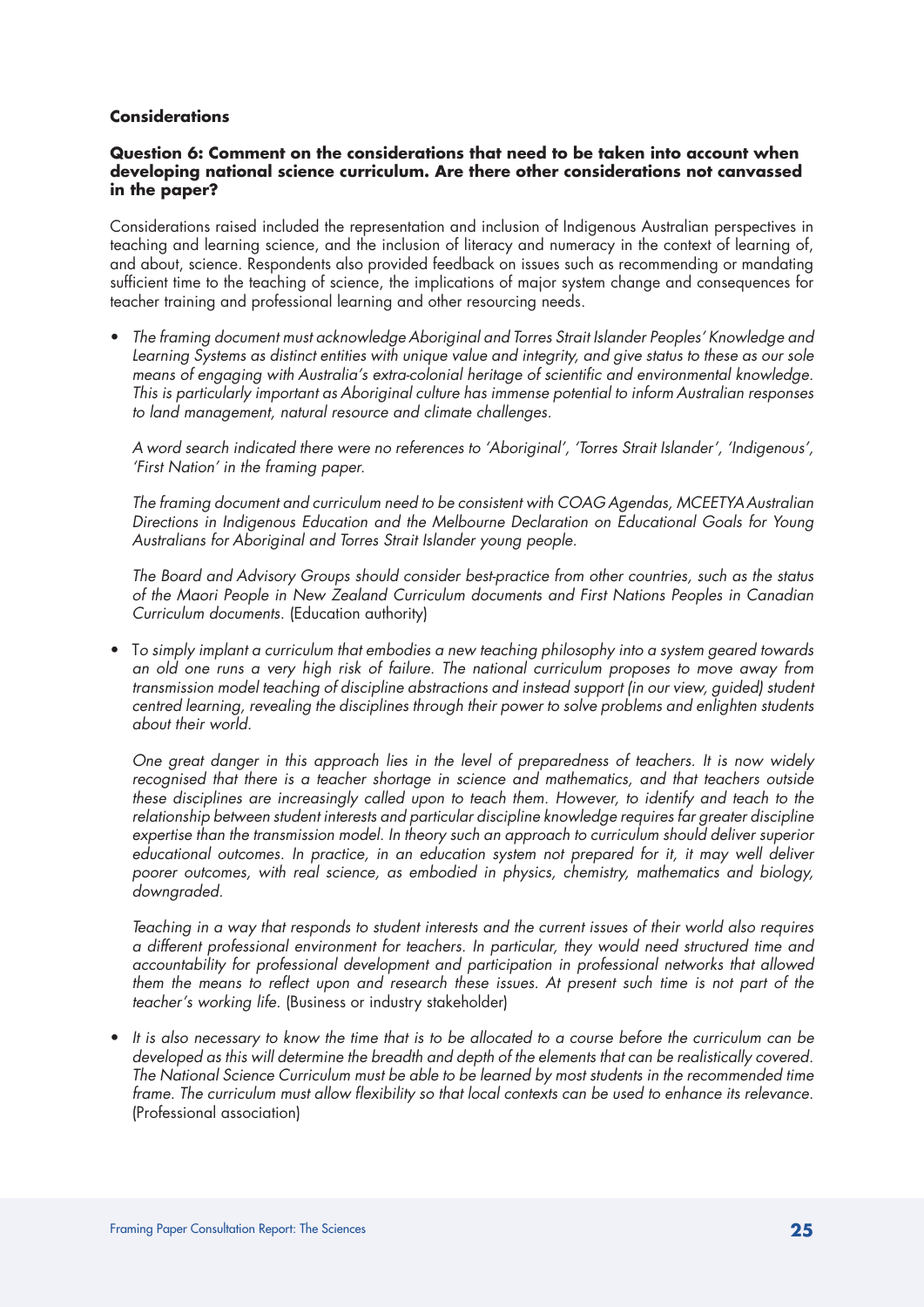### Considerations

**Question 6: Comment on the considerations that need to be taken into account when developing national science curriculum. Are there other considerations not canvassed in the paper?**

Considerations raised included the representation and inclusion of Indigenous Australian perspectives in teaching and learning science, and the inclusion of literacy and numeracy in the context of learning of, and about, science. Respondents also provided feedback on issues such as recommending or mandating sufficient time to the teaching of science, the implications of major system change and consequences for teacher training and professional learning and other resourcing needs.

- *The framing document must acknowledge Aboriginal and Torres Strait Islander Peoples' Knowledge and Learning Systems as distinct entities with unique value and integrity, and give status to these as our sole means of engaging with Australia's extra-colonial heritage of scientific and environmental knowledge. This is particularly important as Aboriginal culture has immense potential to inform Australian responses to land management, natural resource and climate challenges.*

  *A word search indicated there were no references to 'Aboriginal', 'Torres Strait Islander', 'Indigenous', 'First Nation' in the framing paper.*

  *The framing document and curriculum need to be consistent with COAG Agendas, MCEETYA Australian Directions in Indigenous Education and the Melbourne Declaration on Educational Goals for Young Australians for Aboriginal and Torres Strait Islander young people.*

  *The Board and Advisory Groups should consider best-practice from other countries, such as the status of the Maori People in New Zealand Curriculum documents and First Nations Peoples in Canadian Curriculum documents.* (Education authority)

- *To simply implant a curriculum that embodies a new teaching philosophy into a system geared towards an old one runs a very high risk of failure. The national curriculum proposes to move away from transmission model teaching of discipline abstractions and instead support (in our view, guided) student centred learning, revealing the disciplines through their power to solve problems and enlighten students about their world.*

  *One great danger in this approach lies in the level of preparedness of teachers. It is now widely recognised that there is a teacher shortage in science and mathematics, and that teachers outside these disciplines are increasingly called upon to teach them. However, to identify and teach to the relationship between student interests and particular discipline knowledge requires far greater discipline expertise than the transmission model. In theory such an approach to curriculum should deliver superior educational outcomes. In practice, in an education system not prepared for it, it may well deliver poorer outcomes, with real science, as embodied in physics, chemistry, mathematics and biology, downgraded.*

  *Teaching in a way that responds to student interests and the current issues of their world also requires a different professional environment for teachers. In particular, they would need structured time and accountability for professional development and participation in professional networks that allowed them the means to reflect upon and research these issues. At present such time is not part of the teacher's working life.* (Business or industry stakeholder)

- *It is also necessary to know the time that is to be allocated to a course before the curriculum can be developed as this will determine the breadth and depth of the elements that can be realistically covered. The National Science Curriculum must be able to be learned by most students in the recommended time frame. The curriculum must allow flexibility so that local contexts can be used to enhance its relevance.* (Professional association)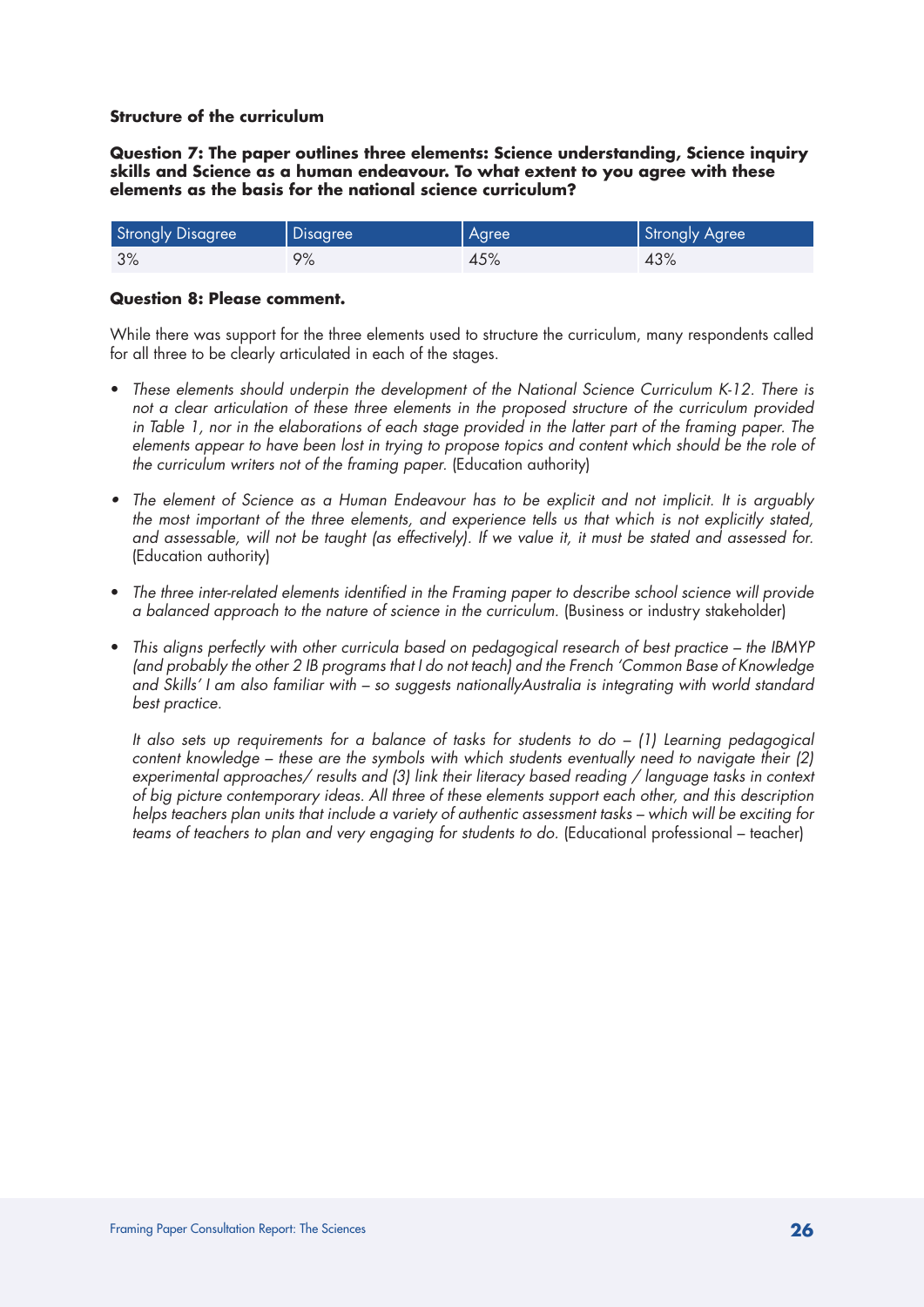### Structure of the curriculum

**Question 7: The paper outlines three elements: Science understanding, Science inquiry skills and Science as a human endeavour. To what extent to you agree with these elements as the basis for the national science curriculum?**

| Strongly Disagree | Disagree | Agree | Strongly Agree |
|---|---|---|---|
| 3% | 9% | 45% | 43% |

**Question 8: Please comment.**

While there was support for the three elements used to structure the curriculum, many respondents called for all three to be clearly articulated in each of the stages.

- *These elements should underpin the development of the National Science Curriculum K-12. There is not a clear articulation of these three elements in the proposed structure of the curriculum provided in Table 1, nor in the elaborations of each stage provided in the latter part of the framing paper. The elements appear to have been lost in trying to propose topics and content which should be the role of the curriculum writers not of the framing paper.* (Education authority)

- *The element of Science as a Human Endeavour has to be explicit and not implicit. It is arguably the most important of the three elements, and experience tells us that which is not explicitly stated, and assessable, will not be taught (as effectively). If we value it, it must be stated and assessed for.* (Education authority)

- *The three inter-related elements identified in the Framing paper to describe school science will provide a balanced approach to the nature of science in the curriculum.* (Business or industry stakeholder)

- *This aligns perfectly with other curricula based on pedagogical research of best practice – the IBMYP (and probably the other 2 IB programs that I do not teach) and the French 'Common Base of Knowledge and Skills' I am also familiar with – so suggests nationallyAustralia is integrating with world standard best practice.*

  *It also sets up requirements for a balance of tasks for students to do – (1) Learning pedagogical content knowledge – these are the symbols with which students eventually need to navigate their (2) experimental approaches/ results and (3) link their literacy based reading / language tasks in context of big picture contemporary ideas. All three of these elements support each other, and this description helps teachers plan units that include a variety of authentic assessment tasks – which will be exciting for teams of teachers to plan and very engaging for students to do.* (Educational professional – teacher)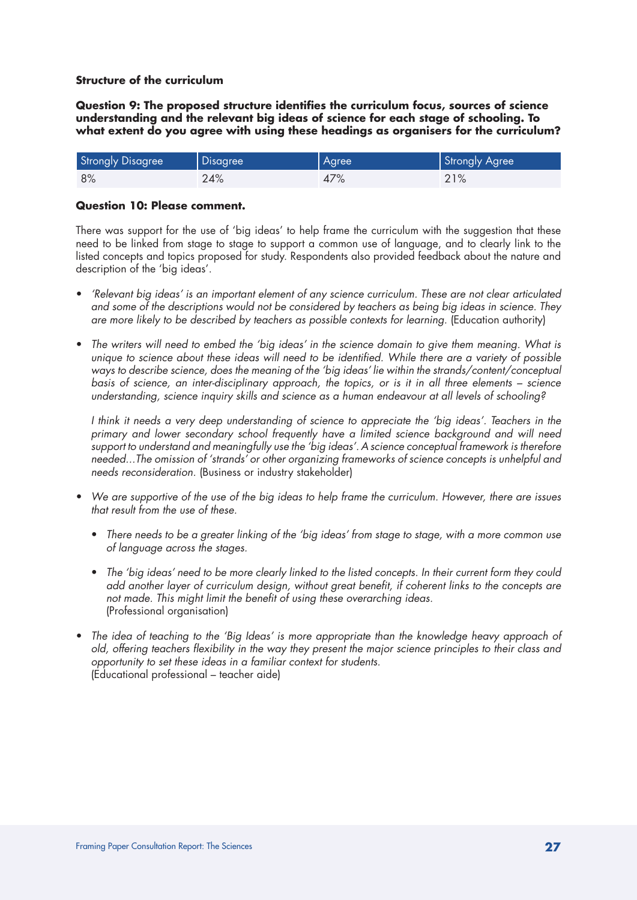**Structure of the curriculum**

**Question 9: The proposed structure identifies the curriculum focus, sources of science understanding and the relevant big ideas of science for each stage of schooling. To what extent do you agree with using these headings as organisers for the curriculum?**

| Strongly Disagree | Disagree | Agree | Strongly Agree |
|---|---|---|---|
| 8% | 24% | 47% | 21% |

**Question 10: Please comment.**

There was support for the use of 'big ideas' to help frame the curriculum with the suggestion that these need to be linked from stage to stage to support a common use of language, and to clearly link to the listed concepts and topics proposed for study. Respondents also provided feedback about the nature and description of the 'big ideas'.

- *'Relevant big ideas' is an important element of any science curriculum. These are not clear articulated and some of the descriptions would not be considered by teachers as being big ideas in science. They are more likely to be described by teachers as possible contexts for learning.* (Education authority)

- *The writers will need to embed the 'big ideas' in the science domain to give them meaning. What is unique to science about these ideas will need to be identified. While there are a variety of possible ways to describe science, does the meaning of the 'big ideas' lie within the strands/content/conceptual basis of science, an inter-disciplinary approach, the topics, or is it in all three elements – science understanding, science inquiry skills and science as a human endeavour at all levels of schooling?*

  *I think it needs a very deep understanding of science to appreciate the 'big ideas'. Teachers in the primary and lower secondary school frequently have a limited science background and will need support to understand and meaningfully use the 'big ideas'. A science conceptual framework is therefore needed…The omission of 'strands' or other organizing frameworks of science concepts is unhelpful and needs reconsideration.* (Business or industry stakeholder)

- *We are supportive of the use of the big ideas to help frame the curriculum. However, there are issues that result from the use of these.*

  - *There needs to be a greater linking of the 'big ideas' from stage to stage, with a more common use of language across the stages.*

  - *The 'big ideas' need to be more clearly linked to the listed concepts. In their current form they could add another layer of curriculum design, without great benefit, if coherent links to the concepts are not made. This might limit the benefit of using these overarching ideas.*
    (Professional organisation)

- *The idea of teaching to the 'Big Ideas' is more appropriate than the knowledge heavy approach of old, offering teachers flexibility in the way they present the major science principles to their class and opportunity to set these ideas in a familiar context for students.*
  (Educational professional – teacher aide)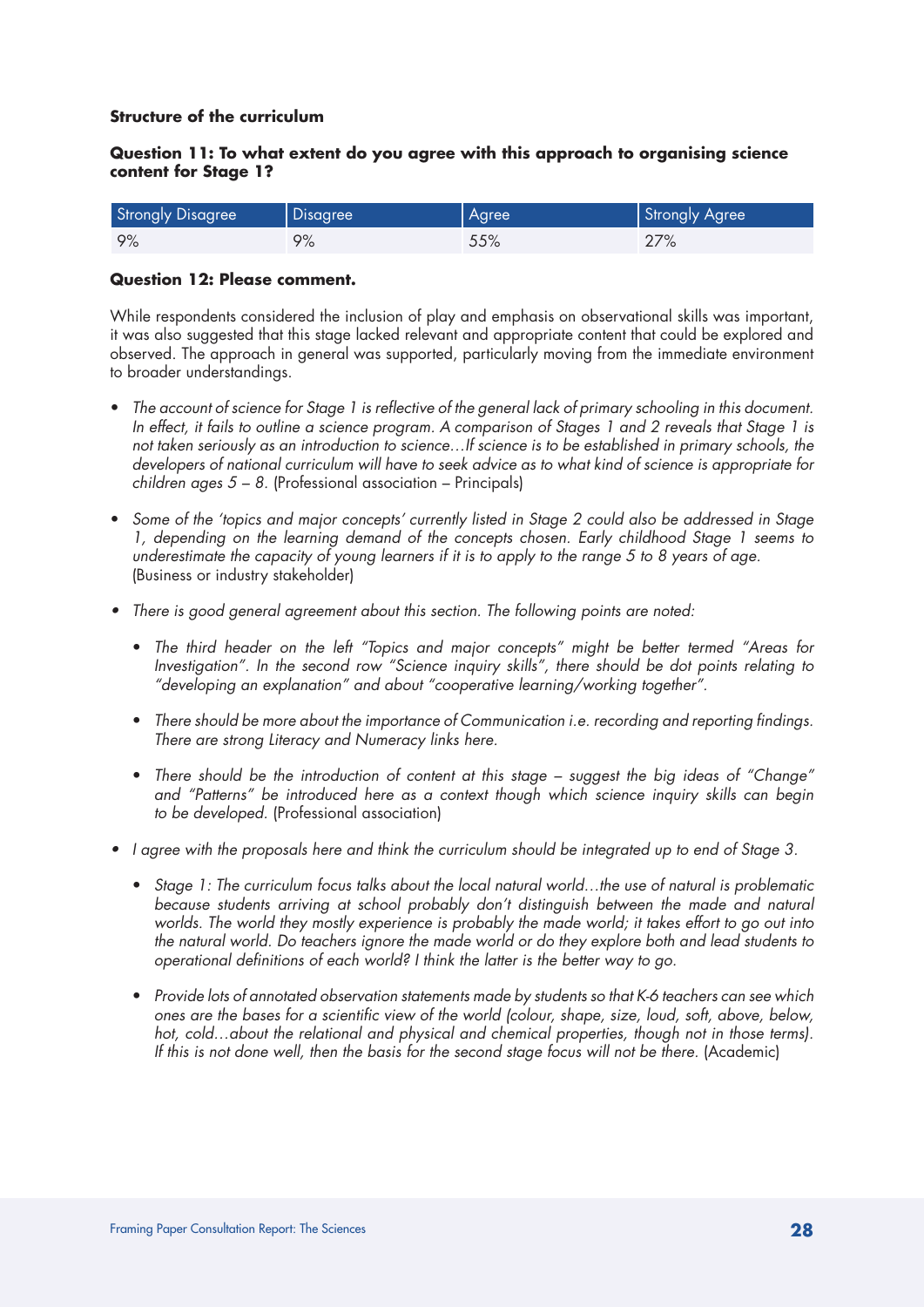**Structure of the curriculum**

**Question 11: To what extent do you agree with this approach to organising science content for Stage 1?**

| Strongly Disagree | Disagree | Agree | Strongly Agree |
| --- | --- | --- | --- |
| 9% | 9% | 55% | 27% |

**Question 12: Please comment.**

While respondents considered the inclusion of play and emphasis on observational skills was important, it was also suggested that this stage lacked relevant and appropriate content that could be explored and observed. The approach in general was supported, particularly moving from the immediate environment to broader understandings.

- *The account of science for Stage 1 is reflective of the general lack of primary schooling in this document. In effect, it fails to outline a science program. A comparison of Stages 1 and 2 reveals that Stage 1 is not taken seriously as an introduction to science…If science is to be established in primary schools, the developers of national curriculum will have to seek advice as to what kind of science is appropriate for children ages 5 – 8.* (Professional association – Principals)

- *Some of the 'topics and major concepts' currently listed in Stage 2 could also be addressed in Stage 1, depending on the learning demand of the concepts chosen. Early childhood Stage 1 seems to underestimate the capacity of young learners if it is to apply to the range 5 to 8 years of age.* (Business or industry stakeholder)

- *There is good general agreement about this section. The following points are noted:*

  - *The third header on the left "Topics and major concepts" might be better termed "Areas for Investigation". In the second row "Science inquiry skills", there should be dot points relating to "developing an explanation" and about "cooperative learning/working together".*

  - *There should be more about the importance of Communication i.e. recording and reporting findings. There are strong Literacy and Numeracy links here.*

  - *There should be the introduction of content at this stage – suggest the big ideas of "Change" and "Patterns" be introduced here as a context though which science inquiry skills can begin to be developed.* (Professional association)

- *I agree with the proposals here and think the curriculum should be integrated up to end of Stage 3.*

  - *Stage 1: The curriculum focus talks about the local natural world…the use of natural is problematic because students arriving at school probably don't distinguish between the made and natural worlds. The world they mostly experience is probably the made world; it takes effort to go out into the natural world. Do teachers ignore the made world or do they explore both and lead students to operational definitions of each world? I think the latter is the better way to go.*

  - *Provide lots of annotated observation statements made by students so that K-6 teachers can see which ones are the bases for a scientific view of the world (colour, shape, size, loud, soft, above, below, hot, cold…about the relational and physical and chemical properties, though not in those terms). If this is not done well, then the basis for the second stage focus will not be there.* (Academic)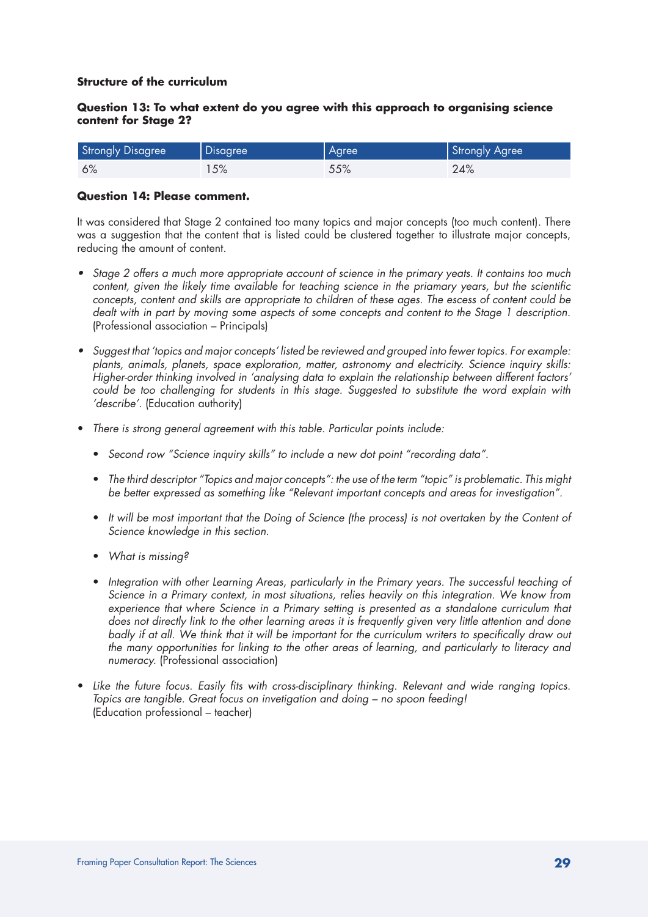**Structure of the curriculum**

**Question 13: To what extent do you agree with this approach to organising science content for Stage 2?**

| Strongly Disagree | Disagree | Agree | Strongly Agree |
|---|---|---|---|
| 6% | 15% | 55% | 24% |

**Question 14: Please comment.**

It was considered that Stage 2 contained too many topics and major concepts (too much content). There was a suggestion that the content that is listed could be clustered together to illustrate major concepts, reducing the amount of content.

- *Stage 2 offers a much more appropriate account of science in the primary yeats. It contains too much content, given the likely time available for teaching science in the priamary years, but the scientific concepts, content and skills are appropriate to children of these ages. The escess of content could be dealt with in part by moving some aspects of some concepts and content to the Stage 1 description.* (Professional association – Principals)

- *Suggest that 'topics and major concepts' listed be reviewed and grouped into fewer topics. For example: plants, animals, planets, space exploration, matter, astronomy and electricity. Science inquiry skills: Higher-order thinking involved in 'analysing data to explain the relationship between different factors' could be too challenging for students in this stage. Suggested to substitute the word explain with 'describe'.* (Education authority)

- *There is strong general agreement with this table. Particular points include:*

  - *Second row "Science inquiry skills" to include a new dot point "recording data".*

  - *The third descriptor "Topics and major concepts": the use of the term "topic" is problematic. This might be better expressed as something like "Relevant important concepts and areas for investigation".*

  - *It will be most important that the Doing of Science (the process) is not overtaken by the Content of Science knowledge in this section.*

  - *What is missing?*

  - *Integration with other Learning Areas, particularly in the Primary years. The successful teaching of Science in a Primary context, in most situations, relies heavily on this integration. We know from experience that where Science in a Primary setting is presented as a standalone curriculum that does not directly link to the other learning areas it is frequently given very little attention and done badly if at all. We think that it will be important for the curriculum writers to specifically draw out the many opportunities for linking to the other areas of learning, and particularly to literacy and numeracy.* (Professional association)

- *Like the future focus. Easily fits with cross-disciplinary thinking. Relevant and wide ranging topics. Topics are tangible. Great focus on invetigation and doing – no spoon feeding!* (Education professional – teacher)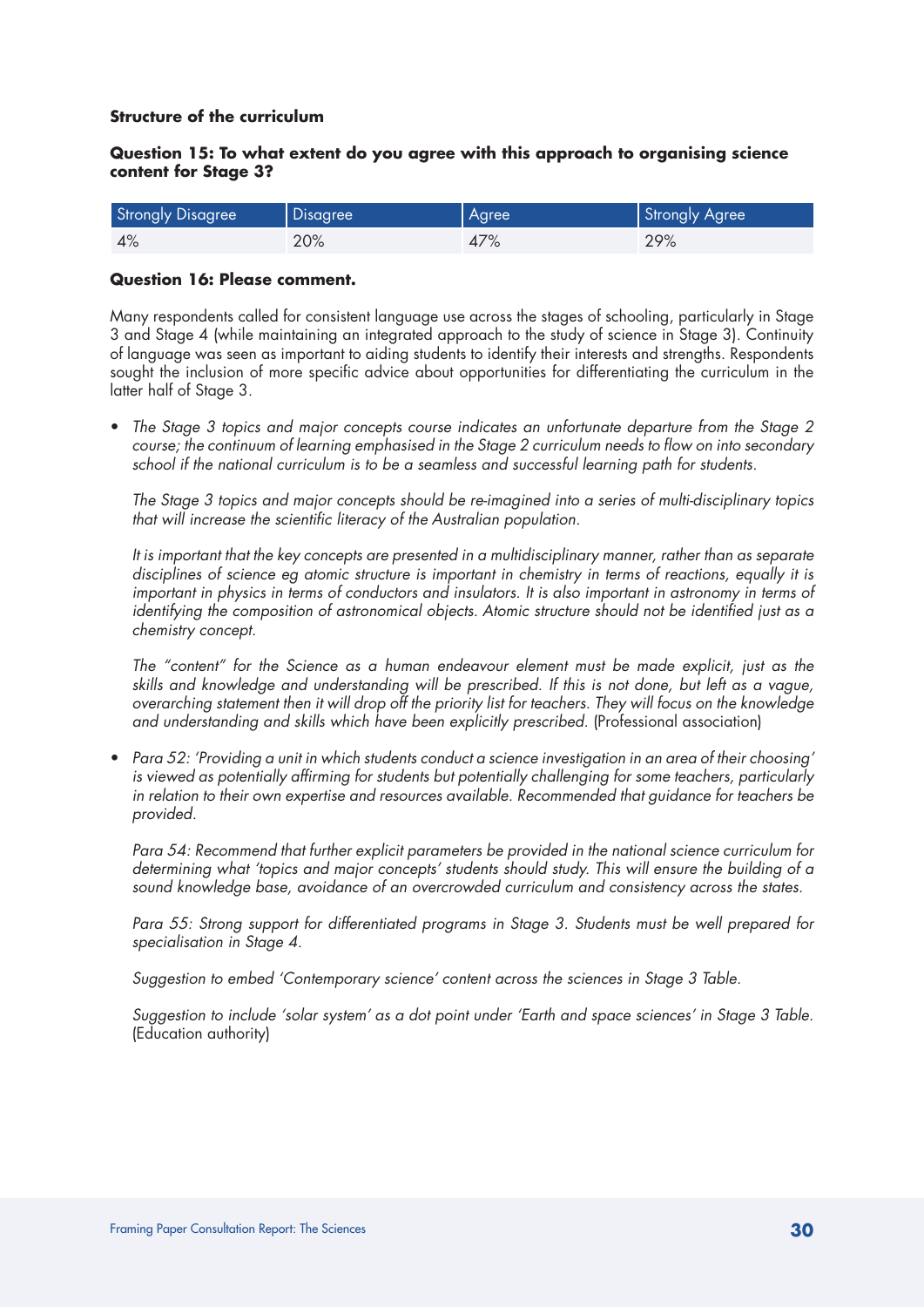### Structure of the curriculum

**Question 15: To what extent do you agree with this approach to organising science content for Stage 3?**

| Strongly Disagree | Disagree | Agree | Strongly Agree |
|---|---|---|---|
| 4% | 20% | 47% | 29% |

**Question 16: Please comment.**

Many respondents called for consistent language use across the stages of schooling, particularly in Stage 3 and Stage 4 (while maintaining an integrated approach to the study of science in Stage 3). Continuity of language was seen as important to aiding students to identify their interests and strengths. Respondents sought the inclusion of more specific advice about opportunities for differentiating the curriculum in the latter half of Stage 3.

- *The Stage 3 topics and major concepts course indicates an unfortunate departure from the Stage 2 course; the continuum of learning emphasised in the Stage 2 curriculum needs to flow on into secondary school if the national curriculum is to be a seamless and successful learning path for students.*

  *The Stage 3 topics and major concepts should be re-imagined into a series of multi-disciplinary topics that will increase the scientific literacy of the Australian population.*

  *It is important that the key concepts are presented in a multidisciplinary manner, rather than as separate disciplines of science eg atomic structure is important in chemistry in terms of reactions, equally it is important in physics in terms of conductors and insulators. It is also important in astronomy in terms of identifying the composition of astronomical objects. Atomic structure should not be identified just as a chemistry concept.*

  *The "content" for the Science as a human endeavour element must be made explicit, just as the skills and knowledge and understanding will be prescribed. If this is not done, but left as a vague, overarching statement then it will drop off the priority list for teachers. They will focus on the knowledge and understanding and skills which have been explicitly prescribed.* (Professional association)

- *Para 52: 'Providing a unit in which students conduct a science investigation in an area of their choosing' is viewed as potentially affirming for students but potentially challenging for some teachers, particularly in relation to their own expertise and resources available. Recommended that guidance for teachers be provided.*

  *Para 54: Recommend that further explicit parameters be provided in the national science curriculum for determining what 'topics and major concepts' students should study. This will ensure the building of a sound knowledge base, avoidance of an overcrowded curriculum and consistency across the states.*

  *Para 55: Strong support for differentiated programs in Stage 3. Students must be well prepared for specialisation in Stage 4.*

  *Suggestion to embed 'Contemporary science' content across the sciences in Stage 3 Table.*

  *Suggestion to include 'solar system' as a dot point under 'Earth and space sciences' in Stage 3 Table.* (Education authority)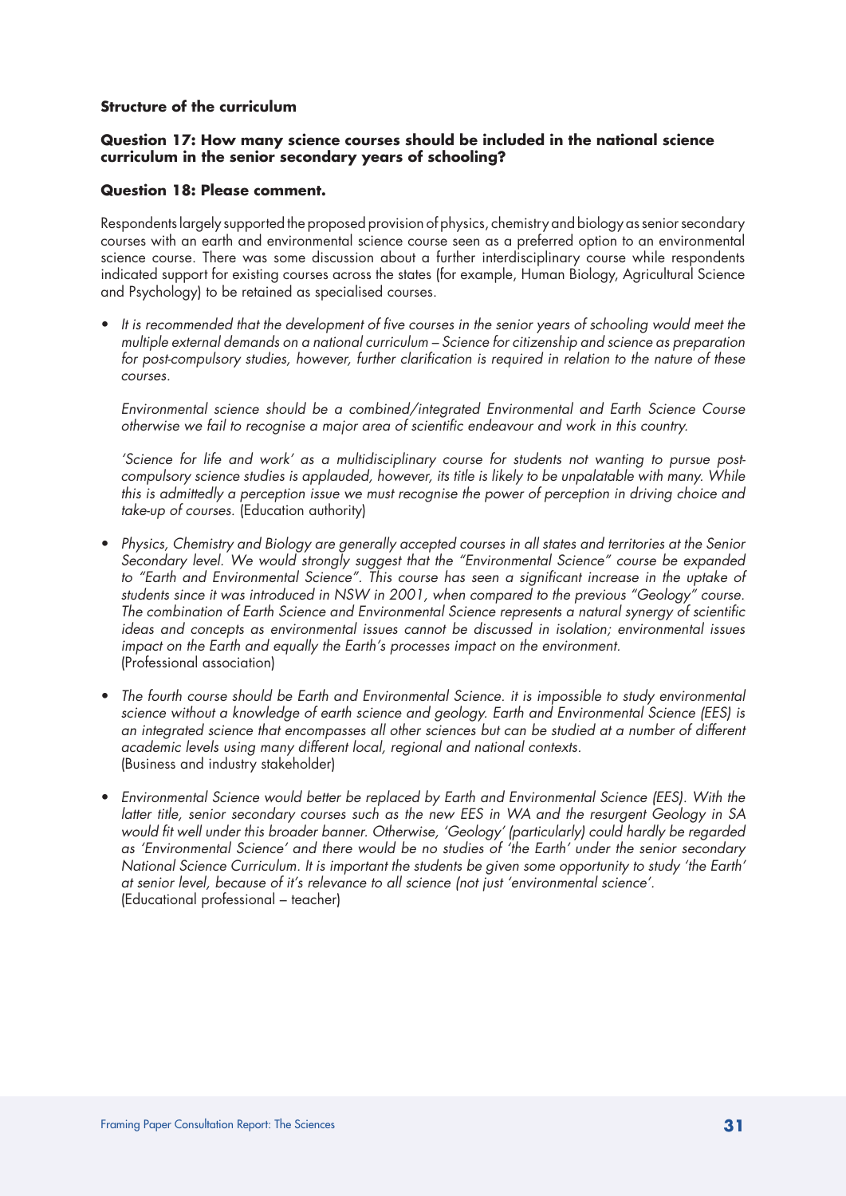**Structure of the curriculum**

**Question 17: How many science courses should be included in the national science curriculum in the senior secondary years of schooling?**

**Question 18: Please comment.**

Respondents largely supported the proposed provision of physics, chemistry and biology as senior secondary courses with an earth and environmental science course seen as a preferred option to an environmental science course. There was some discussion about a further interdisciplinary course while respondents indicated support for existing courses across the states (for example, Human Biology, Agricultural Science and Psychology) to be retained as specialised courses.

- *It is recommended that the development of five courses in the senior years of schooling would meet the multiple external demands on a national curriculum – Science for citizenship and science as preparation for post-compulsory studies, however, further clarification is required in relation to the nature of these courses.*

  *Environmental science should be a combined/integrated Environmental and Earth Science Course otherwise we fail to recognise a major area of scientific endeavour and work in this country.*

  *'Science for life and work' as a multidisciplinary course for students not wanting to pursue post-compulsory science studies is applauded, however, its title is likely to be unpalatable with many. While this is admittedly a perception issue we must recognise the power of perception in driving choice and take-up of courses.* (Education authority)

- *Physics, Chemistry and Biology are generally accepted courses in all states and territories at the Senior Secondary level. We would strongly suggest that the "Environmental Science" course be expanded to "Earth and Environmental Science". This course has seen a significant increase in the uptake of students since it was introduced in NSW in 2001, when compared to the previous "Geology" course. The combination of Earth Science and Environmental Science represents a natural synergy of scientific ideas and concepts as environmental issues cannot be discussed in isolation; environmental issues impact on the Earth and equally the Earth's processes impact on the environment.*
  (Professional association)

- *The fourth course should be Earth and Environmental Science. it is impossible to study environmental science without a knowledge of earth science and geology. Earth and Environmental Science (EES) is an integrated science that encompasses all other sciences but can be studied at a number of different academic levels using many different local, regional and national contexts.*
  (Business and industry stakeholder)

- *Environmental Science would better be replaced by Earth and Environmental Science (EES). With the latter title, senior secondary courses such as the new EES in WA and the resurgent Geology in SA would fit well under this broader banner. Otherwise, 'Geology' (particularly) could hardly be regarded as 'Environmental Science' and there would be no studies of 'the Earth' under the senior secondary National Science Curriculum. It is important the students be given some opportunity to study 'the Earth' at senior level, because of it's relevance to all science (not just 'environmental science'.*
  (Educational professional – teacher)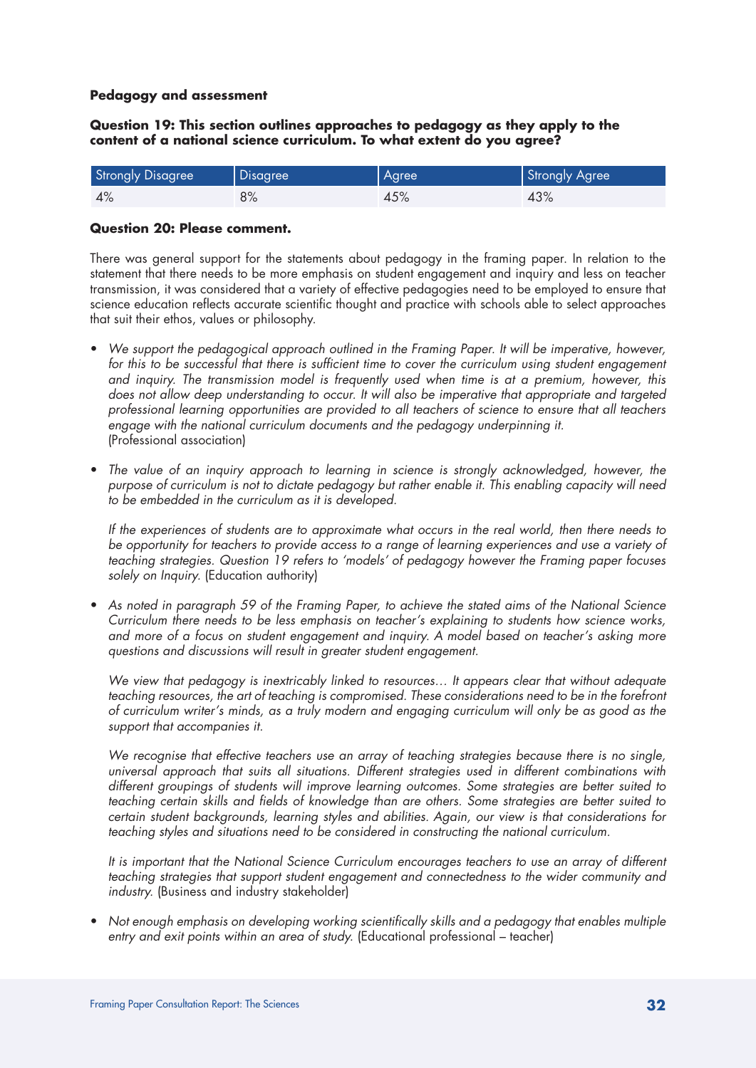**Pedagogy and assessment**

**Question 19: This section outlines approaches to pedagogy as they apply to the content of a national science curriculum. To what extent do you agree?**

| Strongly Disagree | Disagree | Agree | Strongly Agree |
|---|---|---|---|
| 4% | 8% | 45% | 43% |

**Question 20: Please comment.**

There was general support for the statements about pedagogy in the framing paper. In relation to the statement that there needs to be more emphasis on student engagement and inquiry and less on teacher transmission, it was considered that a variety of effective pedagogies need to be employed to ensure that science education reflects accurate scientific thought and practice with schools able to select approaches that suit their ethos, values or philosophy.

- *We support the pedagogical approach outlined in the Framing Paper. It will be imperative, however, for this to be successful that there is sufficient time to cover the curriculum using student engagement and inquiry. The transmission model is frequently used when time is at a premium, however, this does not allow deep understanding to occur. It will also be imperative that appropriate and targeted professional learning opportunities are provided to all teachers of science to ensure that all teachers engage with the national curriculum documents and the pedagogy underpinning it.* (Professional association)

- *The value of an inquiry approach to learning in science is strongly acknowledged, however, the purpose of curriculum is not to dictate pedagogy but rather enable it. This enabling capacity will need to be embedded in the curriculum as it is developed.*

  *If the experiences of students are to approximate what occurs in the real world, then there needs to be opportunity for teachers to provide access to a range of learning experiences and use a variety of teaching strategies. Question 19 refers to 'models' of pedagogy however the Framing paper focuses solely on Inquiry.* (Education authority)

- *As noted in paragraph 59 of the Framing Paper, to achieve the stated aims of the National Science Curriculum there needs to be less emphasis on teacher's explaining to students how science works, and more of a focus on student engagement and inquiry. A model based on teacher's asking more questions and discussions will result in greater student engagement.*

  *We view that pedagogy is inextricably linked to resources… It appears clear that without adequate teaching resources, the art of teaching is compromised. These considerations need to be in the forefront of curriculum writer's minds, as a truly modern and engaging curriculum will only be as good as the support that accompanies it.*

  *We recognise that effective teachers use an array of teaching strategies because there is no single, universal approach that suits all situations. Different strategies used in different combinations with different groupings of students will improve learning outcomes. Some strategies are better suited to teaching certain skills and fields of knowledge than are others. Some strategies are better suited to certain student backgrounds, learning styles and abilities. Again, our view is that considerations for teaching styles and situations need to be considered in constructing the national curriculum.*

  *It is important that the National Science Curriculum encourages teachers to use an array of different teaching strategies that support student engagement and connectedness to the wider community and industry.* (Business and industry stakeholder)

- *Not enough emphasis on developing working scientifically skills and a pedagogy that enables multiple entry and exit points within an area of study.* (Educational professional – teacher)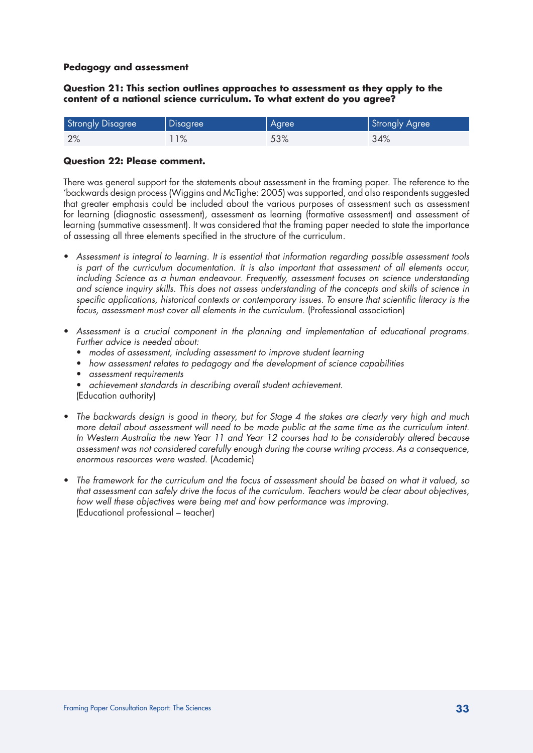### Pedagogy and assessment

**Question 21: This section outlines approaches to assessment as they apply to the content of a national science curriculum. To what extent do you agree?**

| Strongly Disagree | Disagree | Agree | Strongly Agree |
|---|---|---|---|
| 2% | 11% | 53% | 34% |

**Question 22: Please comment.**

There was general support for the statements about assessment in the framing paper. The reference to the 'backwards design process (Wiggins and McTighe: 2005) was supported, and also respondents suggested that greater emphasis could be included about the various purposes of assessment such as assessment for learning (diagnostic assessment), assessment as learning (formative assessment) and assessment of learning (summative assessment). It was considered that the framing paper needed to state the importance of assessing all three elements specified in the structure of the curriculum.

- *Assessment is integral to learning. It is essential that information regarding possible assessment tools is part of the curriculum documentation. It is also important that assessment of all elements occur, including Science as a human endeavour. Frequently, assessment focuses on science understanding and science inquiry skills. This does not assess understanding of the concepts and skills of science in specific applications, historical contexts or contemporary issues. To ensure that scientific literacy is the focus, assessment must cover all elements in the curriculum.* (Professional association)

- *Assessment is a crucial component in the planning and implementation of educational programs. Further advice is needed about:*
  - *modes of assessment, including assessment to improve student learning*
  - *how assessment relates to pedagogy and the development of science capabilities*
  - *assessment requirements*
  - *achievement standards in describing overall student achievement.*

  (Education authority)

- *The backwards design is good in theory, but for Stage 4 the stakes are clearly very high and much more detail about assessment will need to be made public at the same time as the curriculum intent. In Western Australia the new Year 11 and Year 12 courses had to be considerably altered because assessment was not considered carefully enough during the course writing process. As a consequence, enormous resources were wasted.* (Academic)

- *The framework for the curriculum and the focus of assessment should be based on what it valued, so that assessment can safely drive the focus of the curriculum. Teachers would be clear about objectives, how well these objectives were being met and how performance was improving.*
  (Educational professional – teacher)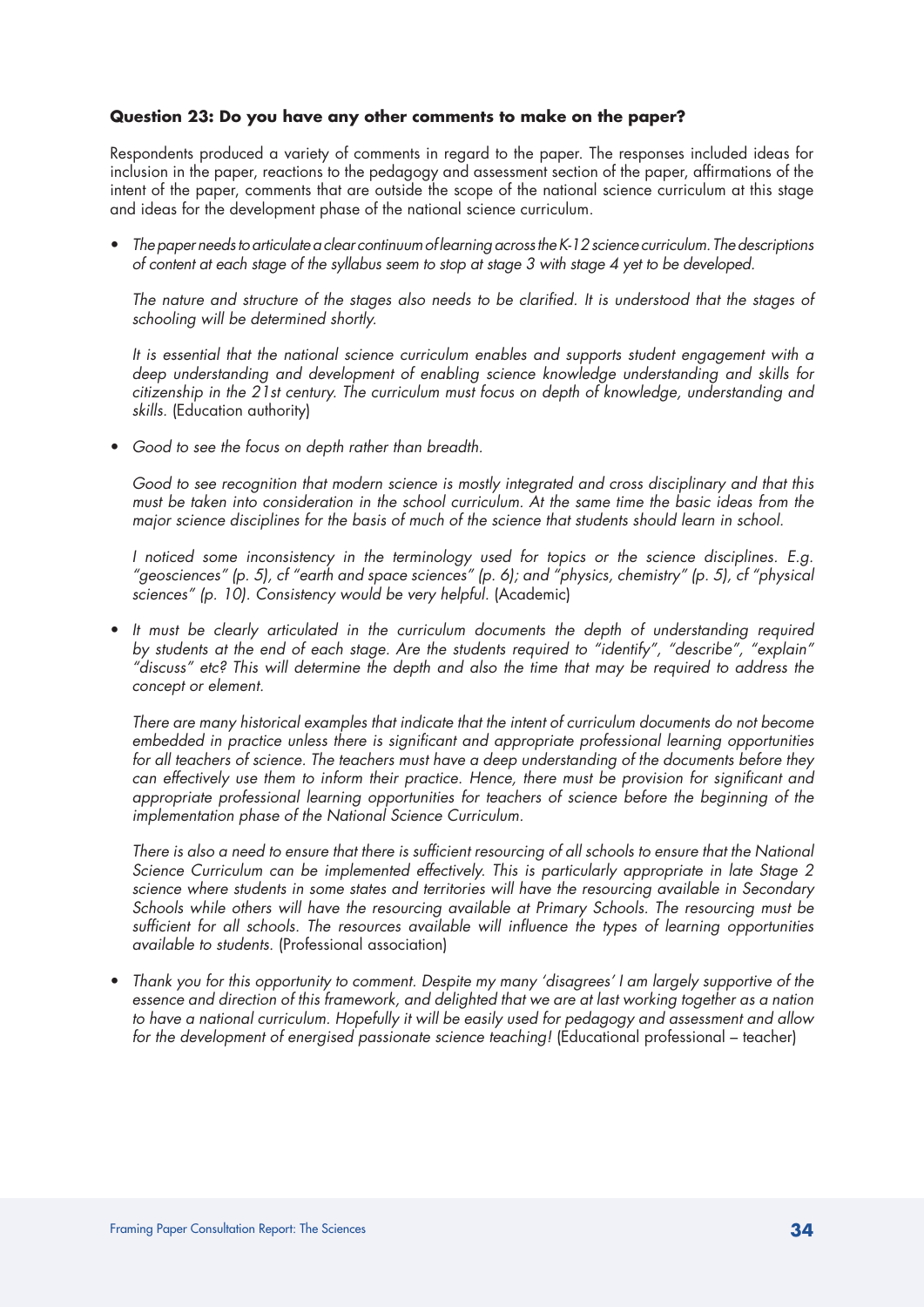**Question 23: Do you have any other comments to make on the paper?**

Respondents produced a variety of comments in regard to the paper. The responses included ideas for inclusion in the paper, reactions to the pedagogy and assessment section of the paper, affirmations of the intent of the paper, comments that are outside the scope of the national science curriculum at this stage and ideas for the development phase of the national science curriculum.

- *The paper needs to articulate a clear continuum of learning across the K-12 science curriculum. The descriptions of content at each stage of the syllabus seem to stop at stage 3 with stage 4 yet to be developed.*

  *The nature and structure of the stages also needs to be clarified. It is understood that the stages of schooling will be determined shortly.*

  *It is essential that the national science curriculum enables and supports student engagement with a deep understanding and development of enabling science knowledge understanding and skills for citizenship in the 21st century. The curriculum must focus on depth of knowledge, understanding and skills.* (Education authority)

- *Good to see the focus on depth rather than breadth.*

  *Good to see recognition that modern science is mostly integrated and cross disciplinary and that this must be taken into consideration in the school curriculum. At the same time the basic ideas from the major science disciplines for the basis of much of the science that students should learn in school.*

  *I noticed some inconsistency in the terminology used for topics or the science disciplines. E.g. "geosciences" (p. 5), cf "earth and space sciences" (p. 6); and "physics, chemistry" (p. 5), cf "physical sciences" (p. 10). Consistency would be very helpful.* (Academic)

- *It must be clearly articulated in the curriculum documents the depth of understanding required by students at the end of each stage. Are the students required to "identify", "describe", "explain" "discuss" etc? This will determine the depth and also the time that may be required to address the concept or element.*

  *There are many historical examples that indicate that the intent of curriculum documents do not become embedded in practice unless there is significant and appropriate professional learning opportunities for all teachers of science. The teachers must have a deep understanding of the documents before they can effectively use them to inform their practice. Hence, there must be provision for significant and appropriate professional learning opportunities for teachers of science before the beginning of the implementation phase of the National Science Curriculum.*

  *There is also a need to ensure that there is sufficient resourcing of all schools to ensure that the National Science Curriculum can be implemented effectively. This is particularly appropriate in late Stage 2 science where students in some states and territories will have the resourcing available in Secondary Schools while others will have the resourcing available at Primary Schools. The resourcing must be sufficient for all schools. The resources available will influence the types of learning opportunities available to students.* (Professional association)

- *Thank you for this opportunity to comment. Despite my many 'disagrees' I am largely supportive of the essence and direction of this framework, and delighted that we are at last working together as a nation to have a national curriculum. Hopefully it will be easily used for pedagogy and assessment and allow for the development of energised passionate science teaching!* (Educational professional – teacher)